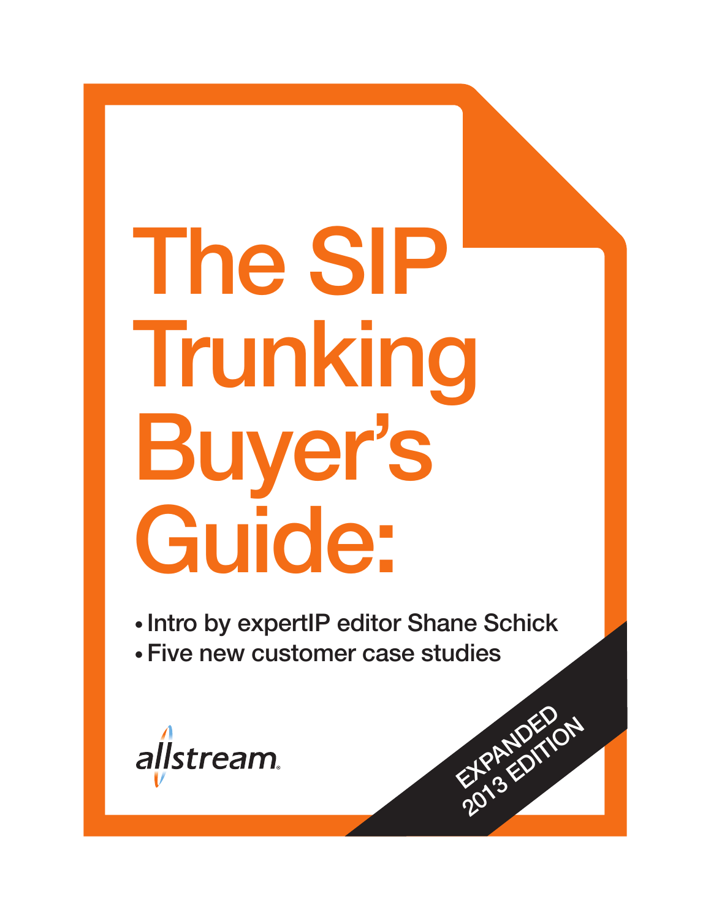# The SIP Trunking Buyer's Guide:

- Intro by expertIP editor Shane Schick
- Five new customer case studies

allstream

EXPANDED 2013 EDITION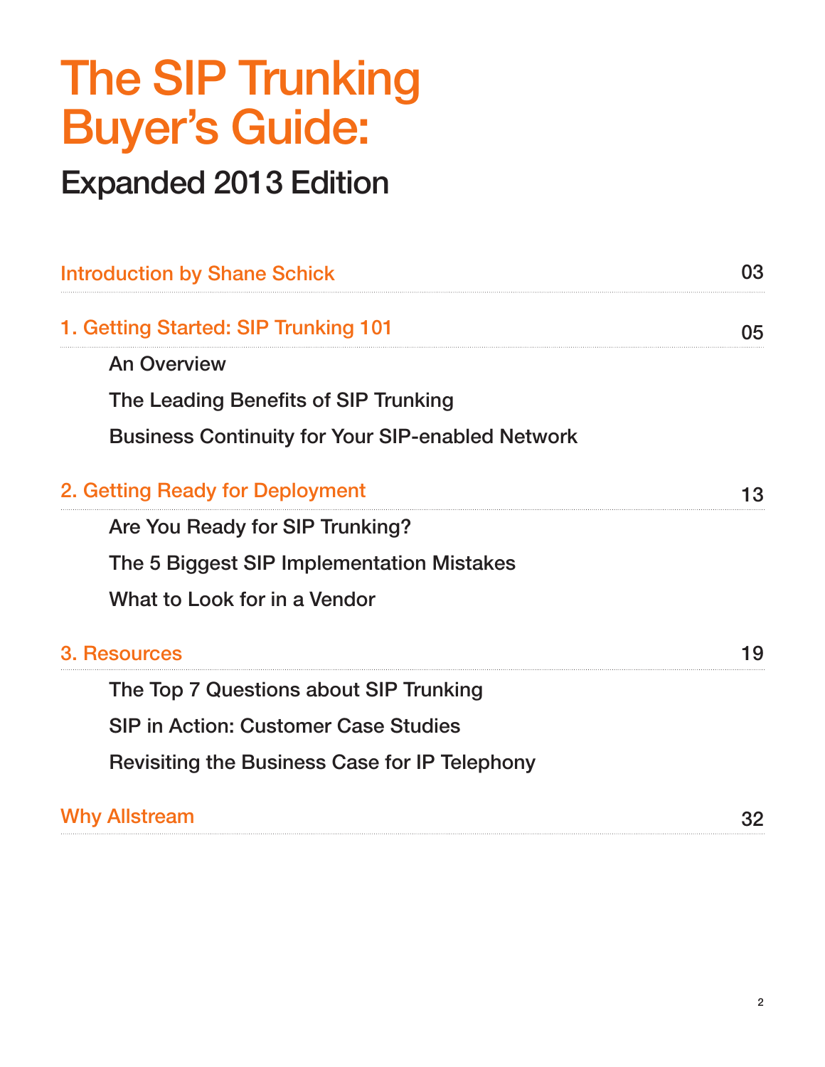# The SIP Trunking Buyer's Guide:

## Expanded 2013 Edition

| | |
|---|---|
| Introduction by Shane Schick | 03 |
| 1. Getting Started: SIP Trunking 101 | 05 |
| An Overview | |
| The Leading Benefits of SIP Trunking | |
| Business Continuity for Your SIP-enabled Network | |
| 2. Getting Ready for Deployment | 13 |
| Are You Ready for SIP Trunking? | |
| The 5 Biggest SIP Implementation Mistakes | |
| What to Look for in a Vendor | |
| 3. Resources | 19 |
| The Top 7 Questions about SIP Trunking | |
| SIP in Action: Customer Case Studies | |
| Revisiting the Business Case for IP Telephony | |
| Why Allstream | 32 |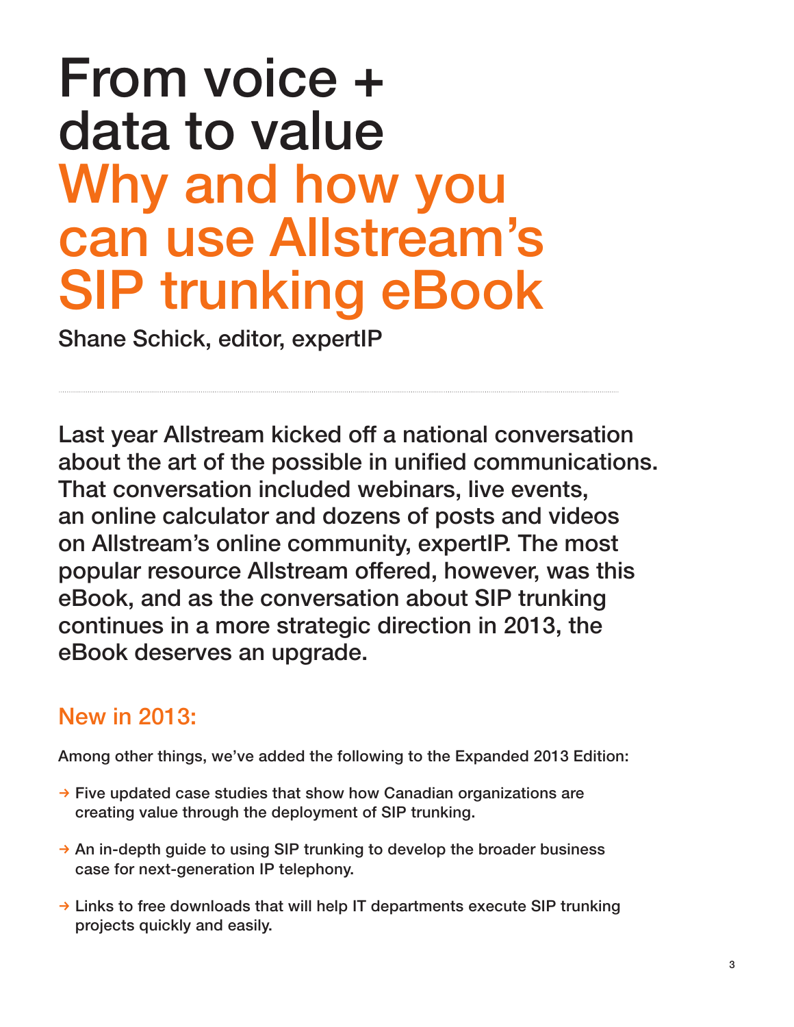# From voice + data to value

## Why and how you can use Allstream's SIP trunking eBook

Shane Schick, editor, expertIP

---

**Last year Allstream kicked off a national conversation about the art of the possible in unified communications. That conversation included webinars, live events, an online calculator and dozens of posts and videos on Allstream's online community, expertIP. The most popular resource Allstream offered, however, was this eBook, and as the conversation about SIP trunking continues in a more strategic direction in 2013, the eBook deserves an upgrade.**

## New in 2013:

Among other things, we've added the following to the Expanded 2013 Edition:

- → Five updated case studies that show how Canadian organizations are creating value through the deployment of SIP trunking.
- → An in-depth guide to using SIP trunking to develop the broader business case for next-generation IP telephony.
- → Links to free downloads that will help IT departments execute SIP trunking projects quickly and easily.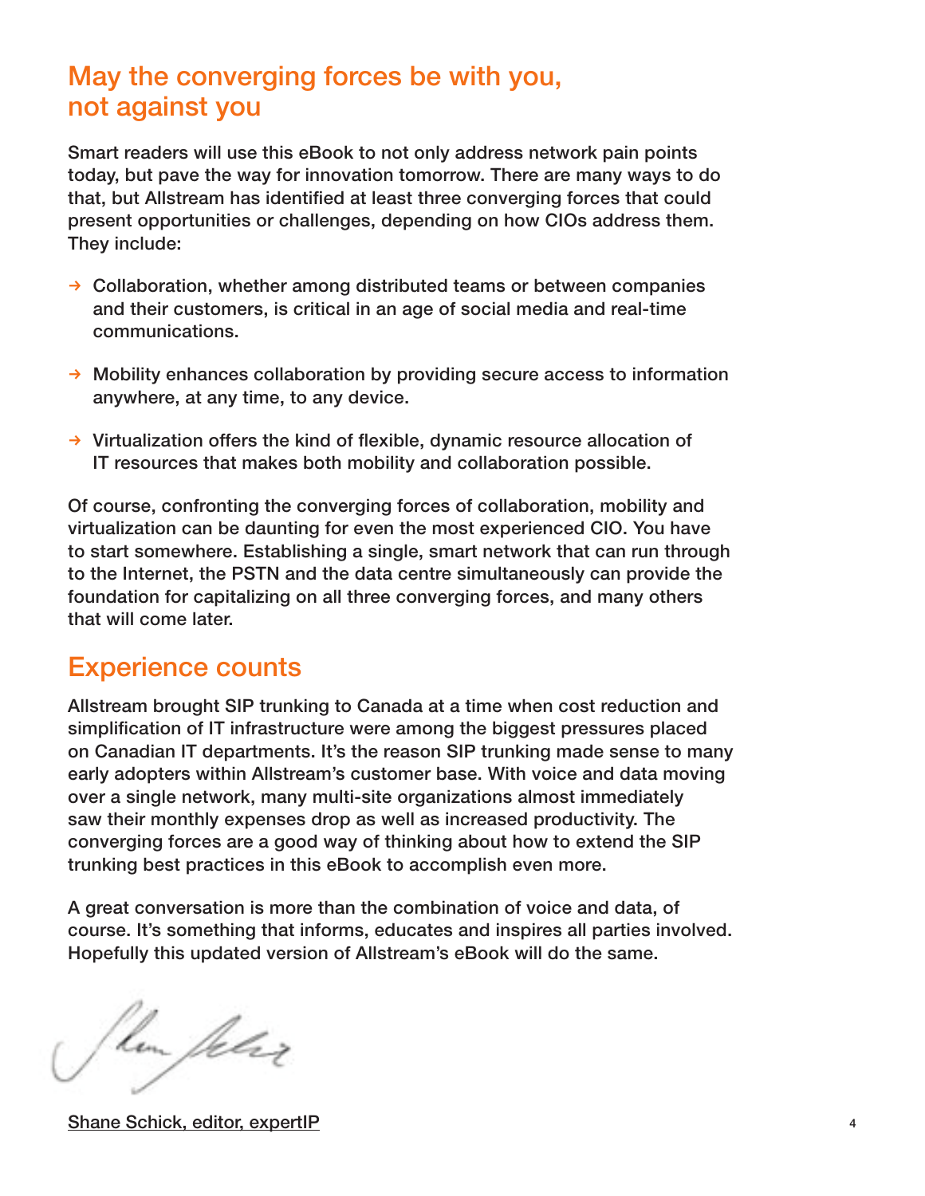## May the converging forces be with you, not against you

Smart readers will use this eBook to not only address network pain points today, but pave the way for innovation tomorrow. There are many ways to do that, but Allstream has identified at least three converging forces that could present opportunities or challenges, depending on how CIOs address them. They include:

- Collaboration, whether among distributed teams or between companies and their customers, is critical in an age of social media and real-time communications.
- Mobility enhances collaboration by providing secure access to information anywhere, at any time, to any device.
- Virtualization offers the kind of flexible, dynamic resource allocation of IT resources that makes both mobility and collaboration possible.

Of course, confronting the converging forces of collaboration, mobility and virtualization can be daunting for even the most experienced CIO. You have to start somewhere. Establishing a single, smart network that can run through to the Internet, the PSTN and the data centre simultaneously can provide the foundation for capitalizing on all three converging forces, and many others that will come later.

## Experience counts

Allstream brought SIP trunking to Canada at a time when cost reduction and simplification of IT infrastructure were among the biggest pressures placed on Canadian IT departments. It's the reason SIP trunking made sense to many early adopters within Allstream's customer base. With voice and data moving over a single network, many multi-site organizations almost immediately saw their monthly expenses drop as well as increased productivity. The converging forces are a good way of thinking about how to extend the SIP trunking best practices in this eBook to accomplish even more.

A great conversation is more than the combination of voice and data, of course. It's something that informs, educates and inspires all parties involved. Hopefully this updated version of Allstream's eBook will do the same.

Shane Schick, editor, expertIP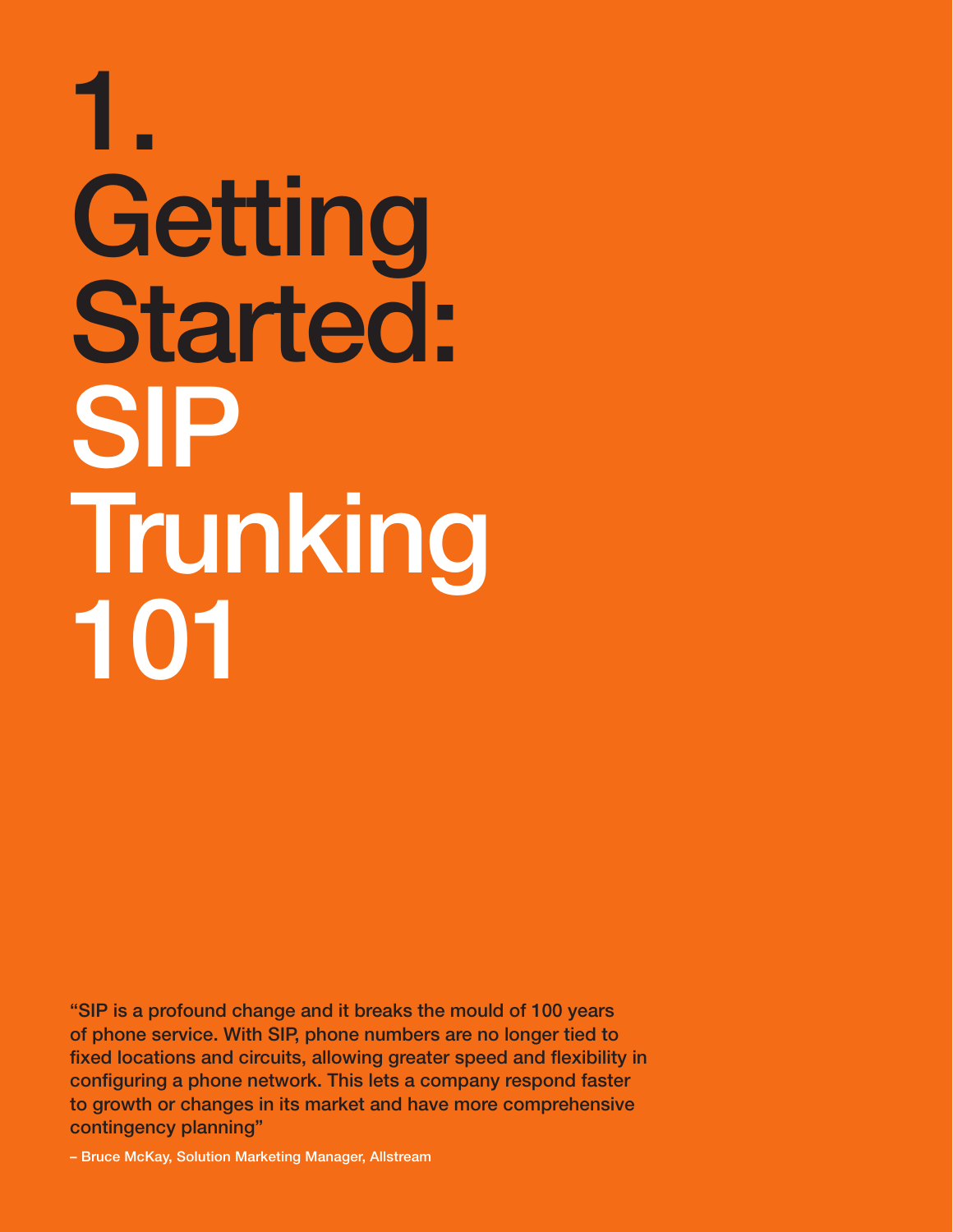# 1. Getting Started: SIP Trunking 101

"SIP is a profound change and it breaks the mould of 100 years of phone service. With SIP, phone numbers are no longer tied to fixed locations and circuits, allowing greater speed and flexibility in configuring a phone network. This lets a company respond faster to growth or changes in its market and have more comprehensive contingency planning"

– Bruce McKay, Solution Marketing Manager, Allstream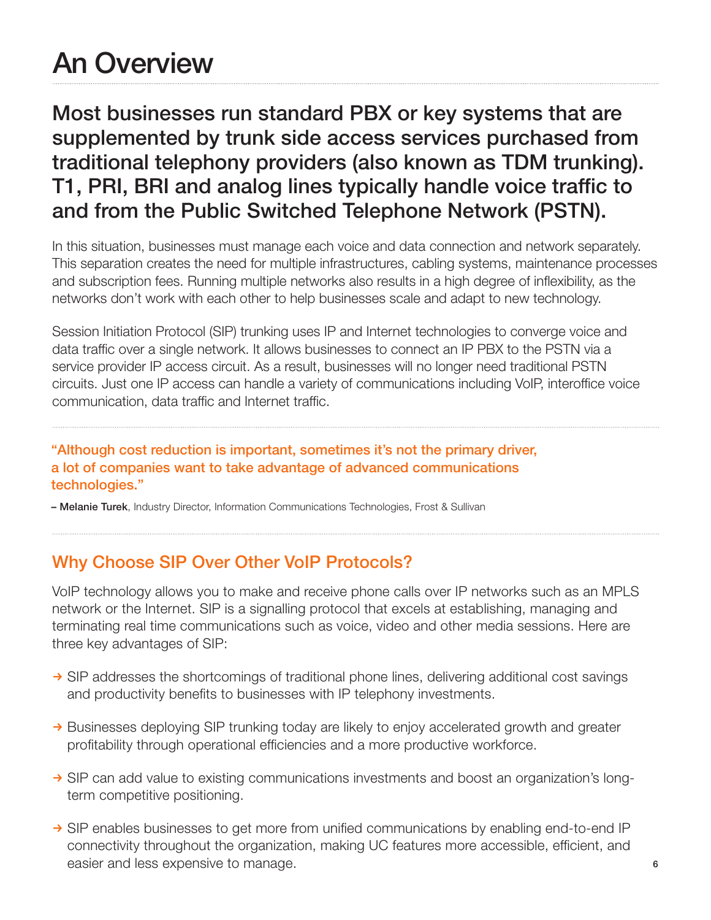# An Overview

## Most businesses run standard PBX or key systems that are supplemented by trunk side access services purchased from traditional telephony providers (also known as TDM trunking). T1, PRI, BRI and analog lines typically handle voice traffic to and from the Public Switched Telephone Network (PSTN).

In this situation, businesses must manage each voice and data connection and network separately. This separation creates the need for multiple infrastructures, cabling systems, maintenance processes and subscription fees. Running multiple networks also results in a high degree of inflexibility, as the networks don't work with each other to help businesses scale and adapt to new technology.

Session Initiation Protocol (SIP) trunking uses IP and Internet technologies to converge voice and data traffic over a single network. It allows businesses to connect an IP PBX to the PSTN via a service provider IP access circuit. As a result, businesses will no longer need traditional PSTN circuits. Just one IP access can handle a variety of communications including VoIP, interoffice voice communication, data traffic and Internet traffic.

**"Although cost reduction is important, sometimes it's not the primary driver, a lot of companies want to take advantage of advanced communications technologies."**

– **Melanie Turek**, Industry Director, Information Communications Technologies, Frost & Sullivan

## Why Choose SIP Over Other VoIP Protocols?

VoIP technology allows you to make and receive phone calls over IP networks such as an MPLS network or the Internet. SIP is a signalling protocol that excels at establishing, managing and terminating real time communications such as voice, video and other media sessions. Here are three key advantages of SIP:

- SIP addresses the shortcomings of traditional phone lines, delivering additional cost savings and productivity benefits to businesses with IP telephony investments.
- Businesses deploying SIP trunking today are likely to enjoy accelerated growth and greater profitability through operational efficiencies and a more productive workforce.
- SIP can add value to existing communications investments and boost an organization's long-term competitive positioning.
- SIP enables businesses to get more from unified communications by enabling end-to-end IP connectivity throughout the organization, making UC features more accessible, efficient, and easier and less expensive to manage.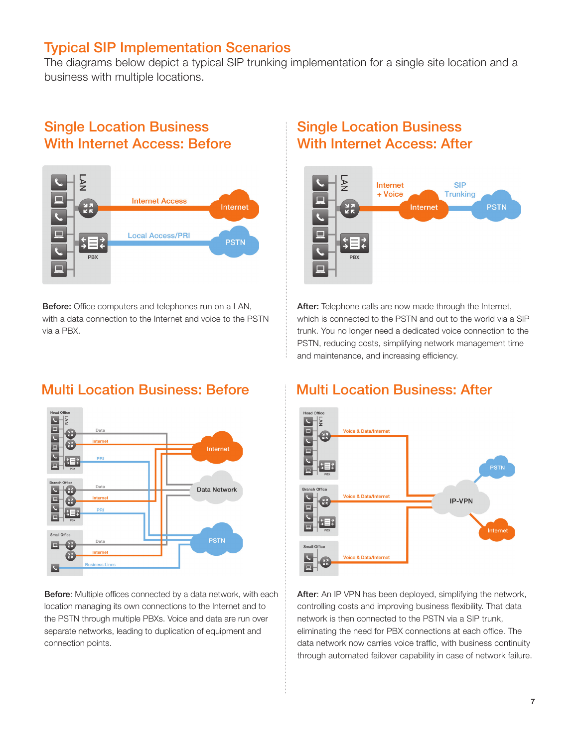# Typical SIP Implementation Scenarios

The diagrams below depict a typical SIP trunking implementation for a single site location and a business with multiple locations.

## Single Location Business With Internet Access: Before

**Before:** Office computers and telephones run on a LAN, with a data connection to the Internet and voice to the PSTN via a PBX.

## Single Location Business With Internet Access: After

**After:** Telephone calls are now made through the Internet, which is connected to the PSTN and out to the world via a SIP trunk. You no longer need a dedicated voice connection to the PSTN, reducing costs, simplifying network management time and maintenance, and increasing efficiency.

## Multi Location Business: Before

**Before**: Multiple offices connected by a data network, with each location managing its own connections to the Internet and to the PSTN through multiple PBXs. Voice and data are run over separate networks, leading to duplication of equipment and connection points.

## Multi Location Business: After

**After**: An IP VPN has been deployed, simplifying the network, controlling costs and improving business flexibility. That data network is then connected to the PSTN via a SIP trunk, eliminating the need for PBX connections at each office. The data network now carries voice traffic, with business continuity through automated failover capability in case of network failure.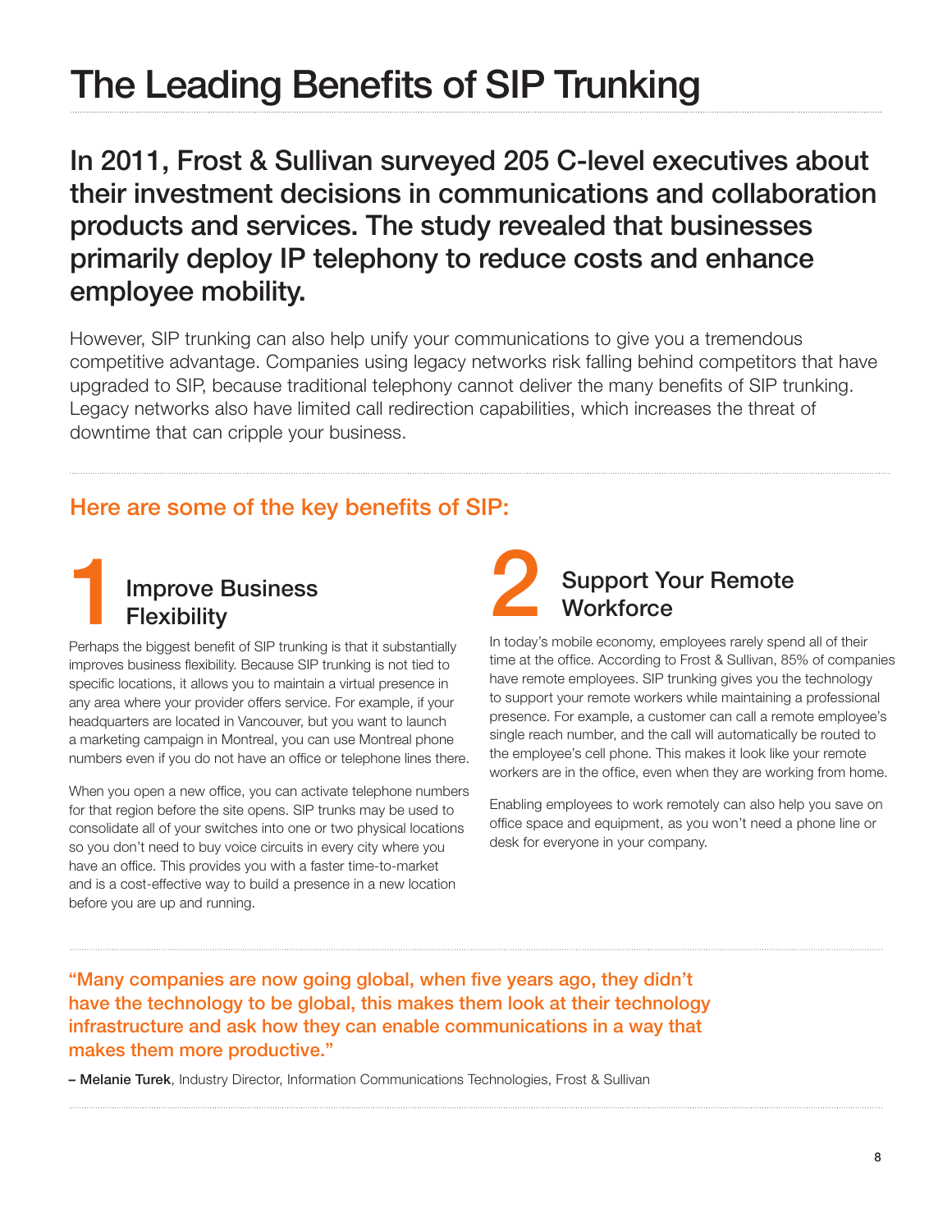# The Leading Benefits of SIP Trunking

**In 2011, Frost & Sullivan surveyed 205 C-level executives about their investment decisions in communications and collaboration products and services. The study revealed that businesses primarily deploy IP telephony to reduce costs and enhance employee mobility.**

However, SIP trunking can also help unify your communications to give you a tremendous competitive advantage. Companies using legacy networks risk falling behind competitors that have upgraded to SIP, because traditional telephony cannot deliver the many benefits of SIP trunking. Legacy networks also have limited call redirection capabilities, which increases the threat of downtime that can cripple your business.

## Here are some of the key benefits of SIP:

### 1 Improve Business Flexibility

Perhaps the biggest benefit of SIP trunking is that it substantially improves business flexibility. Because SIP trunking is not tied to specific locations, it allows you to maintain a virtual presence in any area where your provider offers service. For example, if your headquarters are located in Vancouver, but you want to launch a marketing campaign in Montreal, you can use Montreal phone numbers even if you do not have an office or telephone lines there.

When you open a new office, you can activate telephone numbers for that region before the site opens. SIP trunks may be used to consolidate all of your switches into one or two physical locations so you don't need to buy voice circuits in every city where you have an office. This provides you with a faster time-to-market and is a cost-effective way to build a presence in a new location before you are up and running.

### 2 Support Your Remote Workforce

In today's mobile economy, employees rarely spend all of their time at the office. According to Frost & Sullivan, 85% of companies have remote employees. SIP trunking gives you the technology to support your remote workers while maintaining a professional presence. For example, a customer can call a remote employee's single reach number, and the call will automatically be routed to the employee's cell phone. This makes it look like your remote workers are in the office, even when they are working from home.

Enabling employees to work remotely can also help you save on office space and equipment, as you won't need a phone line or desk for everyone in your company.

"Many companies are now going global, when five years ago, they didn't have the technology to be global, this makes them look at their technology infrastructure and ask how they can enable communications in a way that makes them more productive."

– **Melanie Turek**, Industry Director, Information Communications Technologies, Frost & Sullivan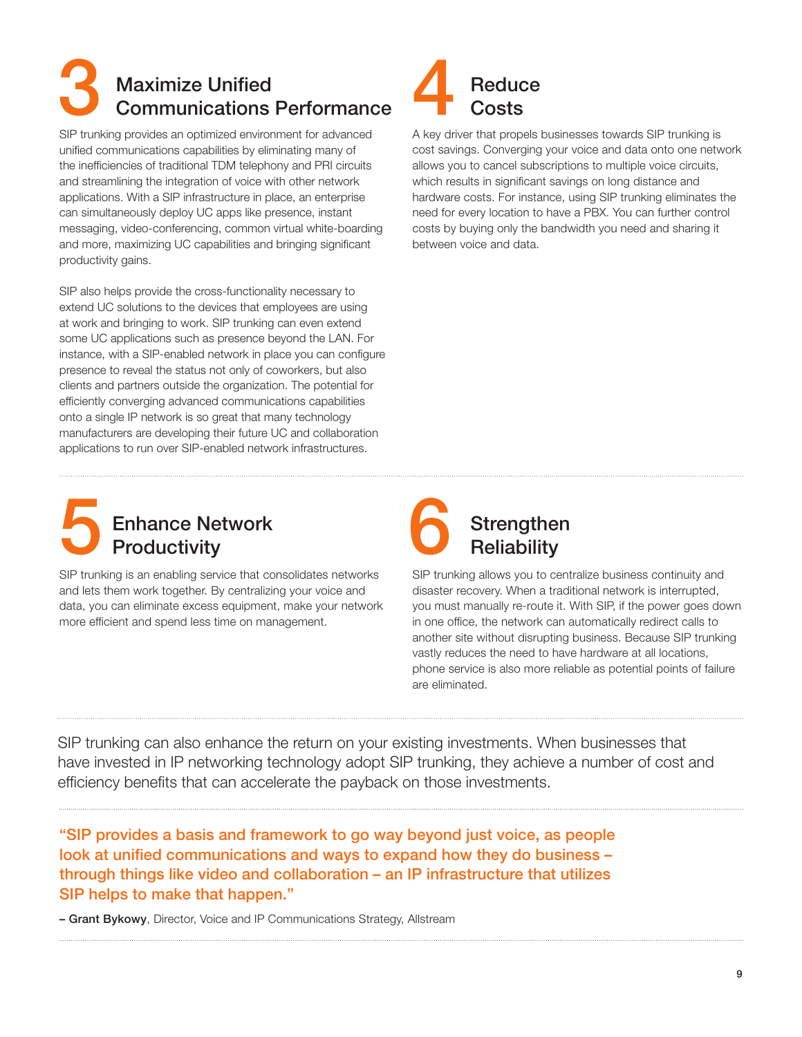## 3 Maximize Unified Communications Performance

SIP trunking provides an optimized environment for advanced unified communications capabilities by eliminating many of the inefficiencies of traditional TDM telephony and PRI circuits and streamlining the integration of voice with other network applications. With a SIP infrastructure in place, an enterprise can simultaneously deploy UC apps like presence, instant messaging, video-conferencing, common virtual white-boarding and more, maximizing UC capabilities and bringing significant productivity gains.

SIP also helps provide the cross-functionality necessary to extend UC solutions to the devices that employees are using at work and bringing to work. SIP trunking can even extend some UC applications such as presence beyond the LAN. For instance, with a SIP-enabled network in place you can configure presence to reveal the status not only of coworkers, but also clients and partners outside the organization. The potential for efficiently converging advanced communications capabilities onto a single IP network is so great that many technology manufacturers are developing their future UC and collaboration applications to run over SIP-enabled network infrastructures.

## 4 Reduce Costs

A key driver that propels businesses towards SIP trunking is cost savings. Converging your voice and data onto one network allows you to cancel subscriptions to multiple voice circuits, which results in significant savings on long distance and hardware costs. For instance, using SIP trunking eliminates the need for every location to have a PBX. You can further control costs by buying only the bandwidth you need and sharing it between voice and data.

## 5 Enhance Network Productivity

SIP trunking is an enabling service that consolidates networks and lets them work together. By centralizing your voice and data, you can eliminate excess equipment, make your network more efficient and spend less time on management.

## 6 Strengthen Reliability

SIP trunking allows you to centralize business continuity and disaster recovery. When a traditional network is interrupted, you must manually re-route it. With SIP, if the power goes down in one office, the network can automatically redirect calls to another site without disrupting business. Because SIP trunking vastly reduces the need to have hardware at all locations, phone service is also more reliable as potential points of failure are eliminated.

SIP trunking can also enhance the return on your existing investments. When businesses that have invested in IP networking technology adopt SIP trunking, they achieve a number of cost and efficiency benefits that can accelerate the payback on those investments.

> "SIP provides a basis and framework to go way beyond just voice, as people look at unified communications and ways to expand how they do business – through things like video and collaboration – an IP infrastructure that utilizes SIP helps to make that happen."
>
> – **Grant Bykowy**, Director, Voice and IP Communications Strategy, Allstream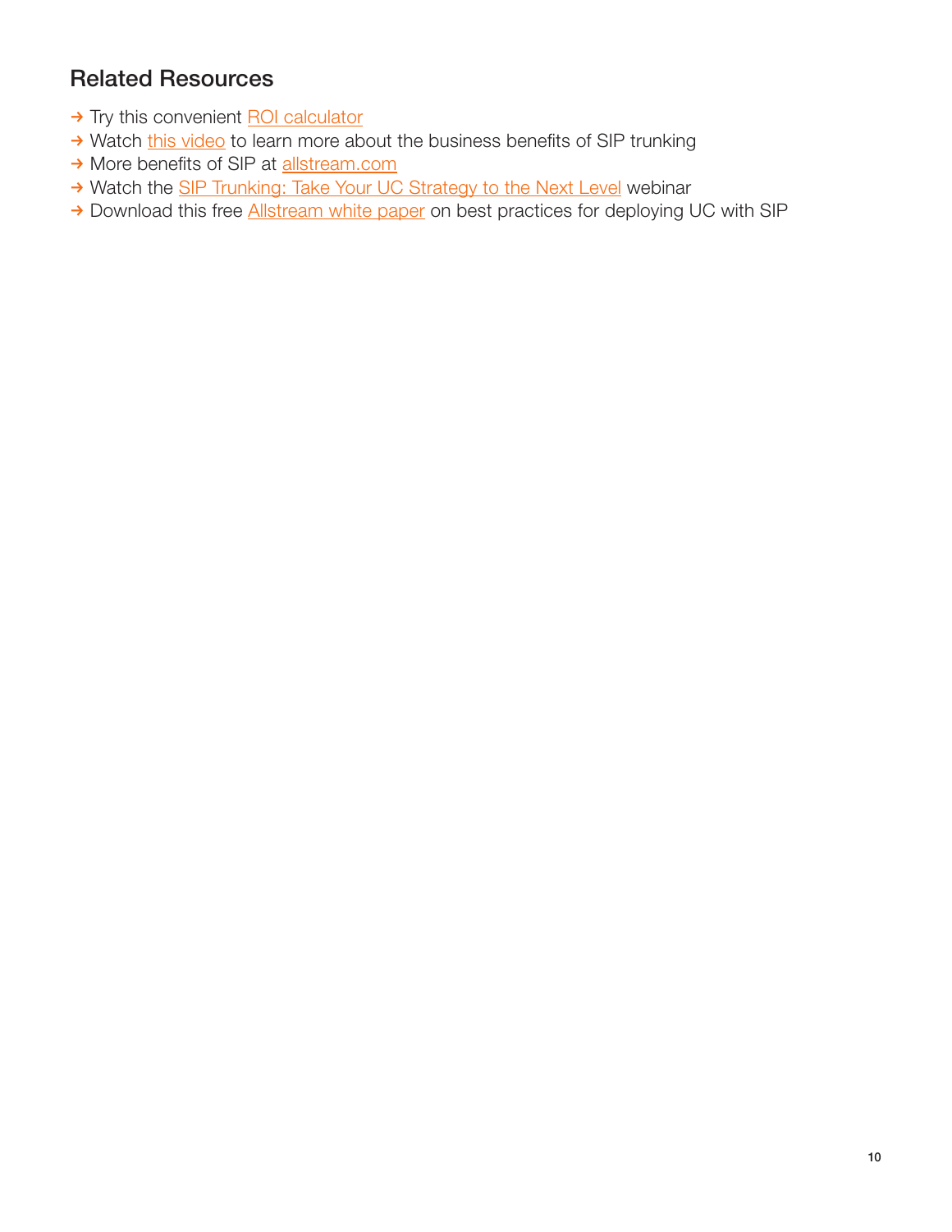## Related Resources

- → Try this convenient ROI calculator
- → Watch this video to learn more about the business benefits of SIP trunking
- → More benefits of SIP at allstream.com
- → Watch the SIP Trunking: Take Your UC Strategy to the Next Level webinar
- → Download this free Allstream white paper on best practices for deploying UC with SIP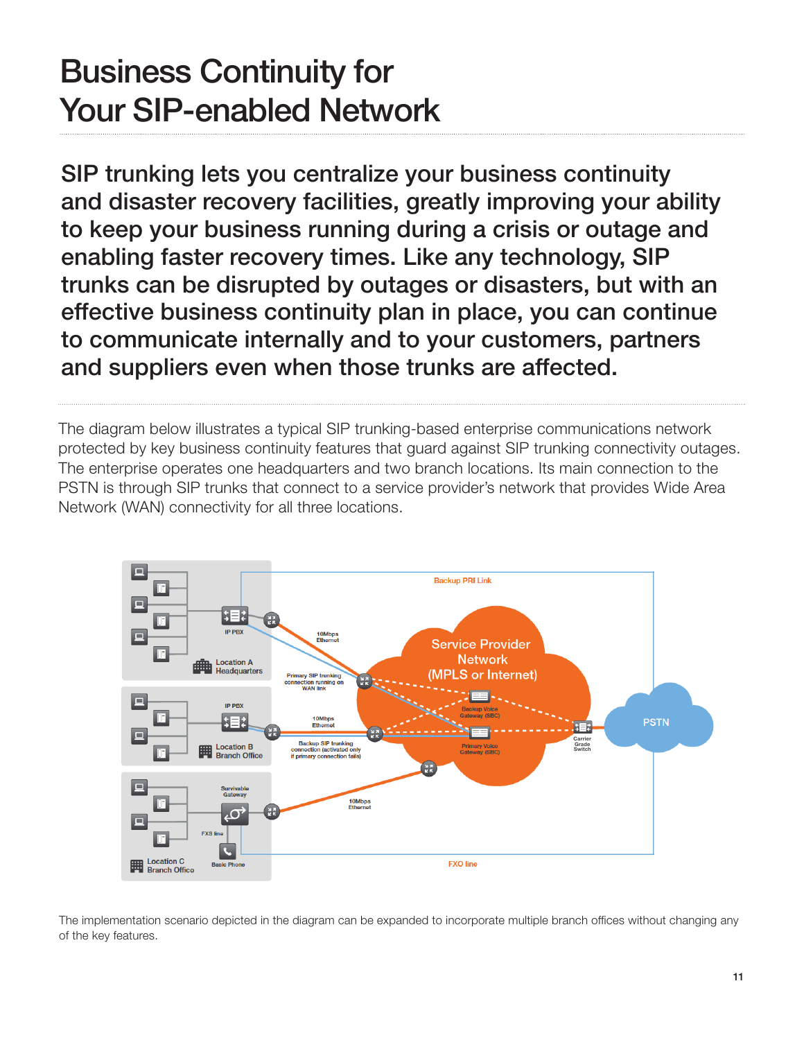# Business Continuity for Your SIP-enabled Network

**SIP trunking lets you centralize your business continuity and disaster recovery facilities, greatly improving your ability to keep your business running during a crisis or outage and enabling faster recovery times. Like any technology, SIP trunks can be disrupted by outages or disasters, but with an effective business continuity plan in place, you can continue to communicate internally and to your customers, partners and suppliers even when those trunks are affected.**

The diagram below illustrates a typical SIP trunking-based enterprise communications network protected by key business continuity features that guard against SIP trunking connectivity outages. The enterprise operates one headquarters and two branch locations. Its main connection to the PSTN is through SIP trunks that connect to a service provider's network that provides Wide Area Network (WAN) connectivity for all three locations.

The implementation scenario depicted in the diagram can be expanded to incorporate multiple branch offices without changing any of the key features.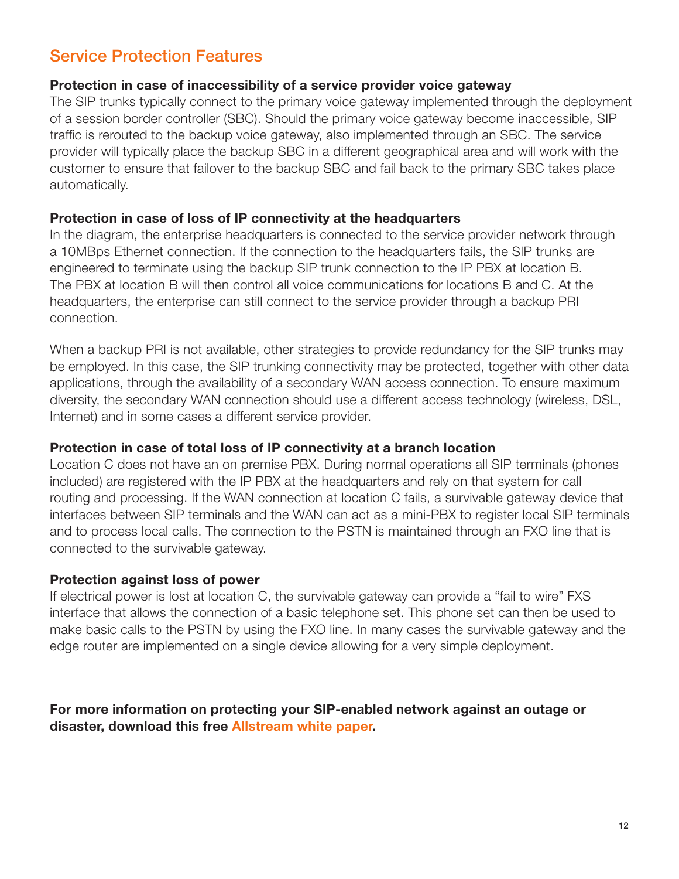## Service Protection Features

### Protection in case of inaccessibility of a service provider voice gateway

The SIP trunks typically connect to the primary voice gateway implemented through the deployment of a session border controller (SBC). Should the primary voice gateway become inaccessible, SIP traffic is rerouted to the backup voice gateway, also implemented through an SBC. The service provider will typically place the backup SBC in a different geographical area and will work with the customer to ensure that failover to the backup SBC and fail back to the primary SBC takes place automatically.

### Protection in case of loss of IP connectivity at the headquarters

In the diagram, the enterprise headquarters is connected to the service provider network through a 10MBps Ethernet connection. If the connection to the headquarters fails, the SIP trunks are engineered to terminate using the backup SIP trunk connection to the IP PBX at location B. The PBX at location B will then control all voice communications for locations B and C. At the headquarters, the enterprise can still connect to the service provider through a backup PRI connection.

When a backup PRI is not available, other strategies to provide redundancy for the SIP trunks may be employed. In this case, the SIP trunking connectivity may be protected, together with other data applications, through the availability of a secondary WAN access connection. To ensure maximum diversity, the secondary WAN connection should use a different access technology (wireless, DSL, Internet) and in some cases a different service provider.

### Protection in case of total loss of IP connectivity at a branch location

Location C does not have an on premise PBX. During normal operations all SIP terminals (phones included) are registered with the IP PBX at the headquarters and rely on that system for call routing and processing. If the WAN connection at location C fails, a survivable gateway device that interfaces between SIP terminals and the WAN can act as a mini-PBX to register local SIP terminals and to process local calls. The connection to the PSTN is maintained through an FXO line that is connected to the survivable gateway.

### Protection against loss of power

If electrical power is lost at location C, the survivable gateway can provide a "fail to wire" FXS interface that allows the connection of a basic telephone set. This phone set can then be used to make basic calls to the PSTN by using the FXO line. In many cases the survivable gateway and the edge router are implemented on a single device allowing for a very simple deployment.

**For more information on protecting your SIP-enabled network against an outage or disaster, download this free Allstream white paper.**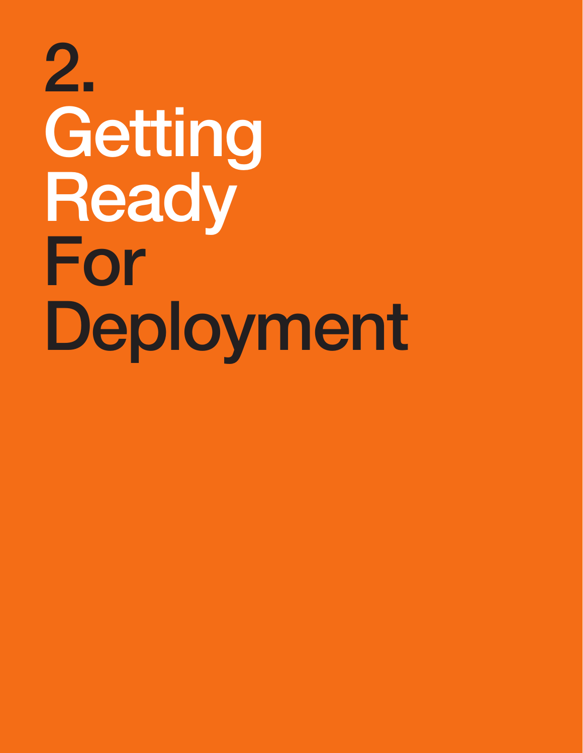# 2. Getting Ready For Deployment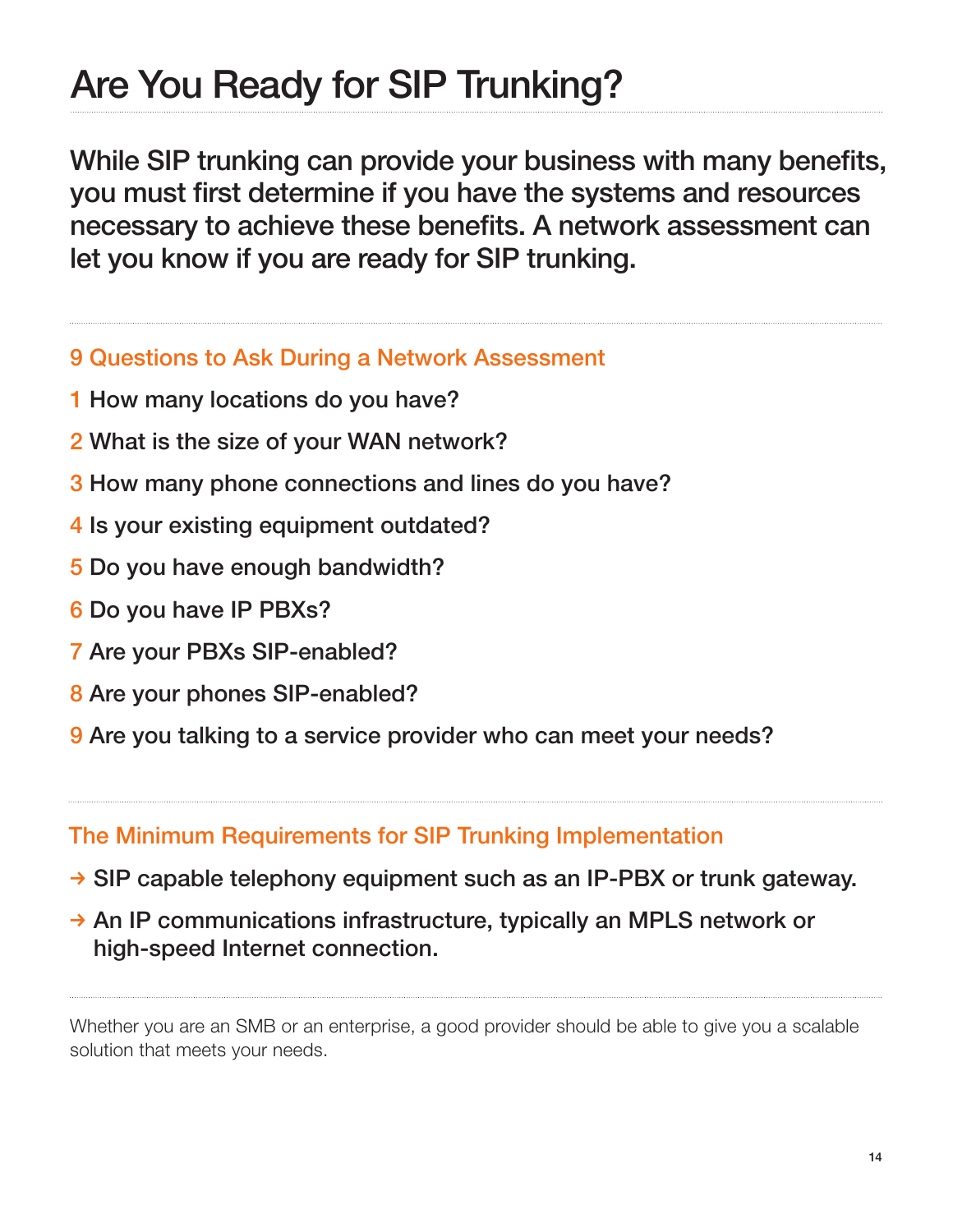# Are You Ready for SIP Trunking?

**While SIP trunking can provide your business with many benefits, you must first determine if you have the systems and resources necessary to achieve these benefits. A network assessment can let you know if you are ready for SIP trunking.**

## 9 Questions to Ask During a Network Assessment

1. How many locations do you have?
2. What is the size of your WAN network?
3. How many phone connections and lines do you have?
4. Is your existing equipment outdated?
5. Do you have enough bandwidth?
6. Do you have IP PBXs?
7. Are your PBXs SIP-enabled?
8. Are your phones SIP-enabled?
9. Are you talking to a service provider who can meet your needs?

## The Minimum Requirements for SIP Trunking Implementation

→ SIP capable telephony equipment such as an IP-PBX or trunk gateway.

→ An IP communications infrastructure, typically an MPLS network or high-speed Internet connection.

Whether you are an SMB or an enterprise, a good provider should be able to give you a scalable solution that meets your needs.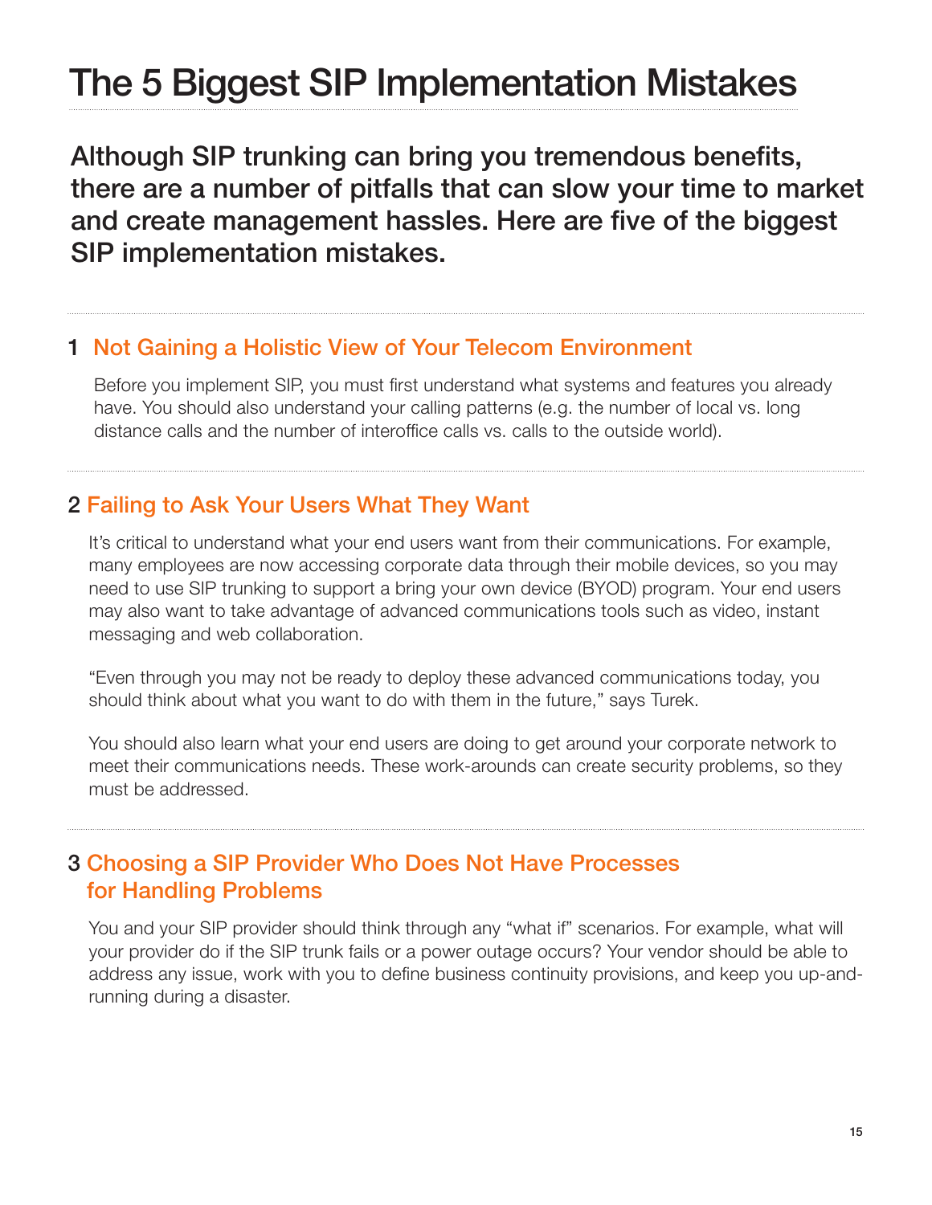# The 5 Biggest SIP Implementation Mistakes

**Although SIP trunking can bring you tremendous benefits, there are a number of pitfalls that can slow your time to market and create management hassles. Here are five of the biggest SIP implementation mistakes.**

## 1 Not Gaining a Holistic View of Your Telecom Environment

Before you implement SIP, you must first understand what systems and features you already have. You should also understand your calling patterns (e.g. the number of local vs. long distance calls and the number of interoffice calls vs. calls to the outside world).

## 2 Failing to Ask Your Users What They Want

It's critical to understand what your end users want from their communications. For example, many employees are now accessing corporate data through their mobile devices, so you may need to use SIP trunking to support a bring your own device (BYOD) program. Your end users may also want to take advantage of advanced communications tools such as video, instant messaging and web collaboration.

"Even through you may not be ready to deploy these advanced communications today, you should think about what you want to do with them in the future," says Turek.

You should also learn what your end users are doing to get around your corporate network to meet their communications needs. These work-arounds can create security problems, so they must be addressed.

## 3 Choosing a SIP Provider Who Does Not Have Processes for Handling Problems

You and your SIP provider should think through any "what if" scenarios. For example, what will your provider do if the SIP trunk fails or a power outage occurs? Your vendor should be able to address any issue, work with you to define business continuity provisions, and keep you up-and-running during a disaster.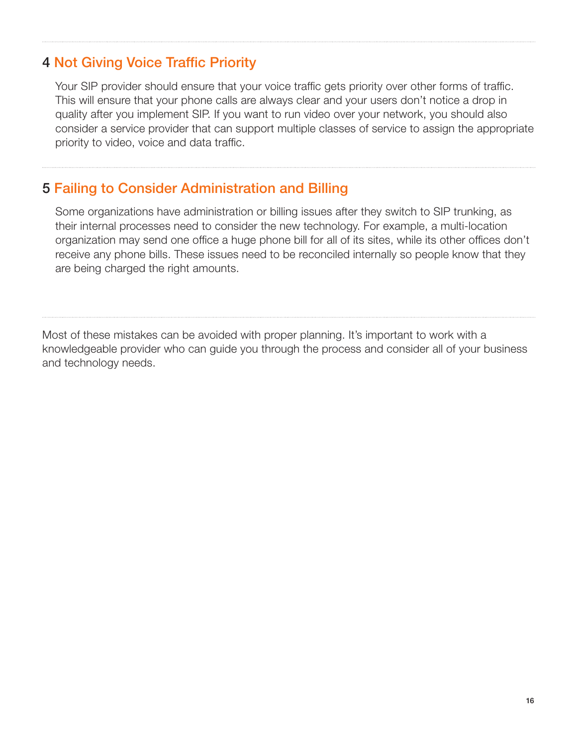## 4 Not Giving Voice Traffic Priority

Your SIP provider should ensure that your voice traffic gets priority over other forms of traffic. This will ensure that your phone calls are always clear and your users don't notice a drop in quality after you implement SIP. If you want to run video over your network, you should also consider a service provider that can support multiple classes of service to assign the appropriate priority to video, voice and data traffic.

## 5 Failing to Consider Administration and Billing

Some organizations have administration or billing issues after they switch to SIP trunking, as their internal processes need to consider the new technology. For example, a multi-location organization may send one office a huge phone bill for all of its sites, while its other offices don't receive any phone bills. These issues need to be reconciled internally so people know that they are being charged the right amounts.

Most of these mistakes can be avoided with proper planning. It's important to work with a knowledgeable provider who can guide you through the process and consider all of your business and technology needs.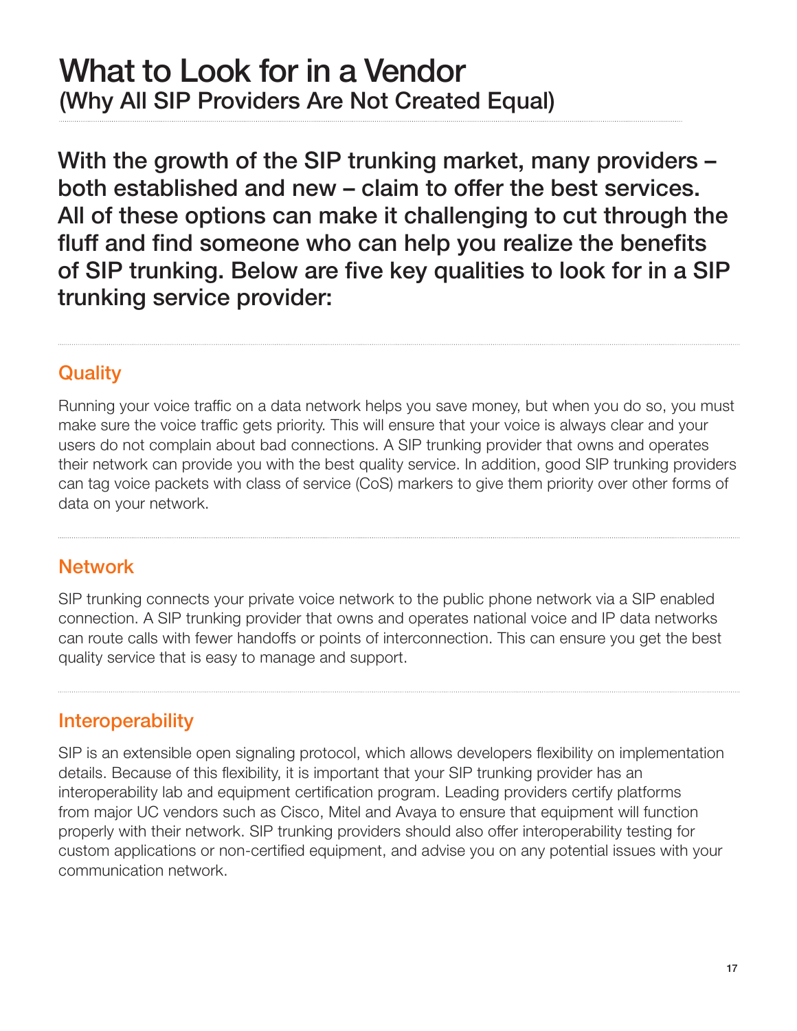# What to Look for in a Vendor

## (Why All SIP Providers Are Not Created Equal)

**With the growth of the SIP trunking market, many providers – both established and new – claim to offer the best services. All of these options can make it challenging to cut through the fluff and find someone who can help you realize the benefits of SIP trunking. Below are five key qualities to look for in a SIP trunking service provider:**

### Quality

Running your voice traffic on a data network helps you save money, but when you do so, you must make sure the voice traffic gets priority. This will ensure that your voice is always clear and your users do not complain about bad connections. A SIP trunking provider that owns and operates their network can provide you with the best quality service. In addition, good SIP trunking providers can tag voice packets with class of service (CoS) markers to give them priority over other forms of data on your network.

### Network

SIP trunking connects your private voice network to the public phone network via a SIP enabled connection. A SIP trunking provider that owns and operates national voice and IP data networks can route calls with fewer handoffs or points of interconnection. This can ensure you get the best quality service that is easy to manage and support.

### Interoperability

SIP is an extensible open signaling protocol, which allows developers flexibility on implementation details. Because of this flexibility, it is important that your SIP trunking provider has an interoperability lab and equipment certification program. Leading providers certify platforms from major UC vendors such as Cisco, Mitel and Avaya to ensure that equipment will function properly with their network. SIP trunking providers should also offer interoperability testing for custom applications or non-certified equipment, and advise you on any potential issues with your communication network.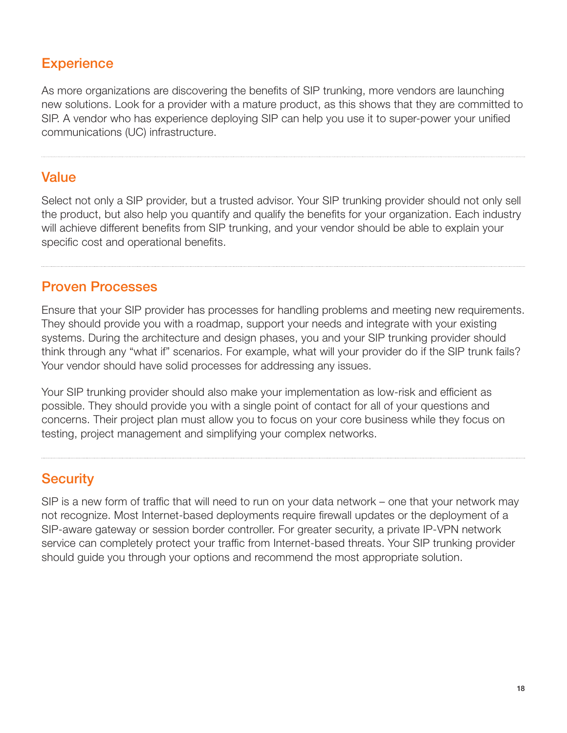## Experience

As more organizations are discovering the benefits of SIP trunking, more vendors are launching new solutions. Look for a provider with a mature product, as this shows that they are committed to SIP. A vendor who has experience deploying SIP can help you use it to super-power your unified communications (UC) infrastructure.

## Value

Select not only a SIP provider, but a trusted advisor. Your SIP trunking provider should not only sell the product, but also help you quantify and qualify the benefits for your organization. Each industry will achieve different benefits from SIP trunking, and your vendor should be able to explain your specific cost and operational benefits.

## Proven Processes

Ensure that your SIP provider has processes for handling problems and meeting new requirements. They should provide you with a roadmap, support your needs and integrate with your existing systems. During the architecture and design phases, you and your SIP trunking provider should think through any "what if" scenarios. For example, what will your provider do if the SIP trunk fails? Your vendor should have solid processes for addressing any issues.

Your SIP trunking provider should also make your implementation as low-risk and efficient as possible. They should provide you with a single point of contact for all of your questions and concerns. Their project plan must allow you to focus on your core business while they focus on testing, project management and simplifying your complex networks.

## Security

SIP is a new form of traffic that will need to run on your data network – one that your network may not recognize. Most Internet-based deployments require firewall updates or the deployment of a SIP-aware gateway or session border controller. For greater security, a private IP-VPN network service can completely protect your traffic from Internet-based threats. Your SIP trunking provider should guide you through your options and recommend the most appropriate solution.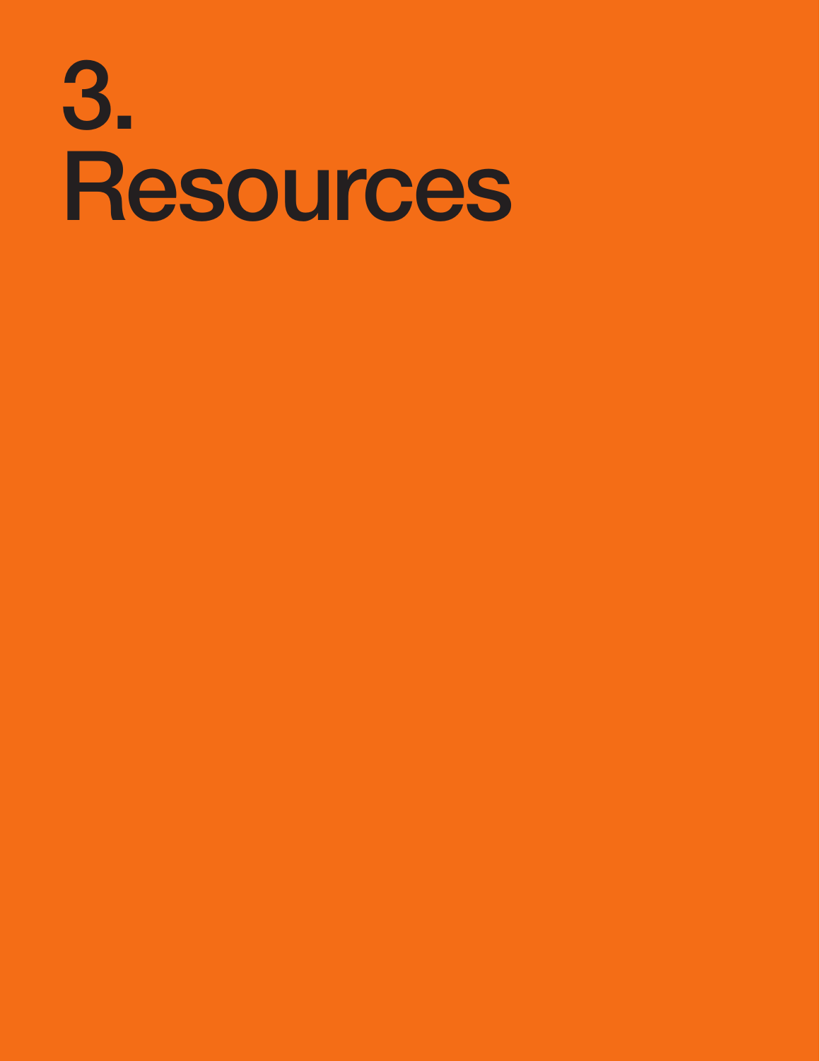# 3. Resources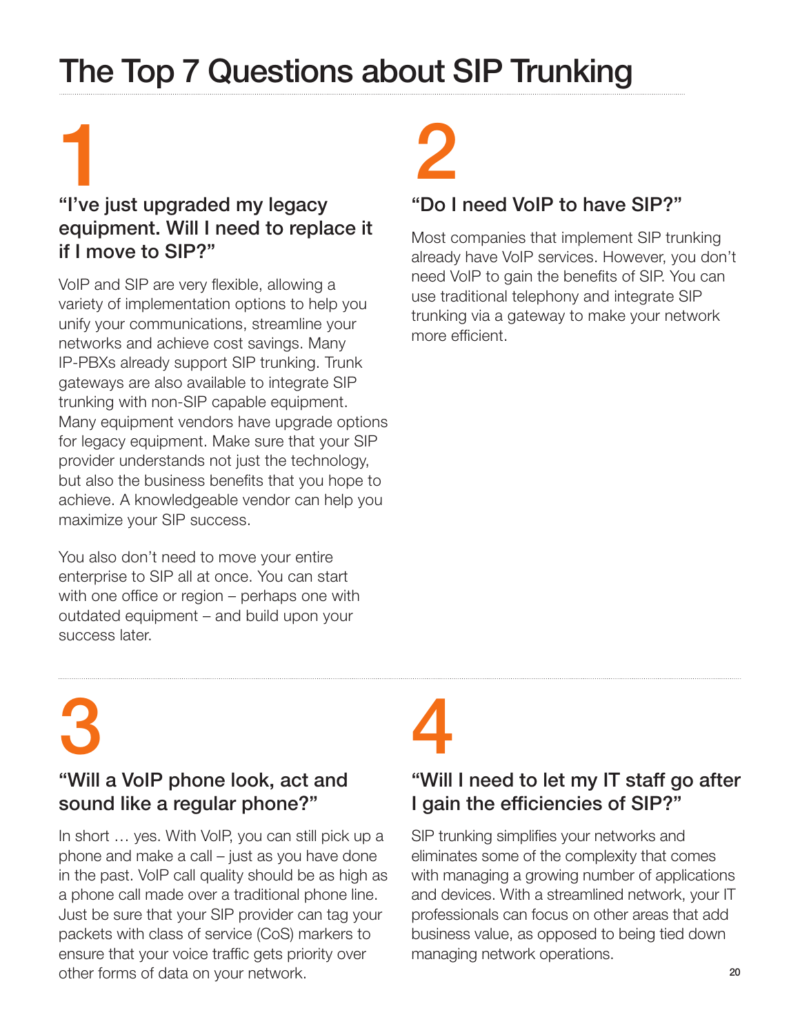# The Top 7 Questions about SIP Trunking

## 1

### "I've just upgraded my legacy equipment. Will I need to replace it if I move to SIP?"

VoIP and SIP are very flexible, allowing a variety of implementation options to help you unify your communications, streamline your networks and achieve cost savings. Many IP-PBXs already support SIP trunking. Trunk gateways are also available to integrate SIP trunking with non-SIP capable equipment. Many equipment vendors have upgrade options for legacy equipment. Make sure that your SIP provider understands not just the technology, but also the business benefits that you hope to achieve. A knowledgeable vendor can help you maximize your SIP success.

You also don't need to move your entire enterprise to SIP all at once. You can start with one office or region – perhaps one with outdated equipment – and build upon your success later.

## 2

### "Do I need VoIP to have SIP?"

Most companies that implement SIP trunking already have VoIP services. However, you don't need VoIP to gain the benefits of SIP. You can use traditional telephony and integrate SIP trunking via a gateway to make your network more efficient.

## 3

### "Will a VoIP phone look, act and sound like a regular phone?"

In short … yes. With VoIP, you can still pick up a phone and make a call – just as you have done in the past. VoIP call quality should be as high as a phone call made over a traditional phone line. Just be sure that your SIP provider can tag your packets with class of service (CoS) markers to ensure that your voice traffic gets priority over other forms of data on your network.

## 4

### "Will I need to let my IT staff go after I gain the efficiencies of SIP?"

SIP trunking simplifies your networks and eliminates some of the complexity that comes with managing a growing number of applications and devices. With a streamlined network, your IT professionals can focus on other areas that add business value, as opposed to being tied down managing network operations.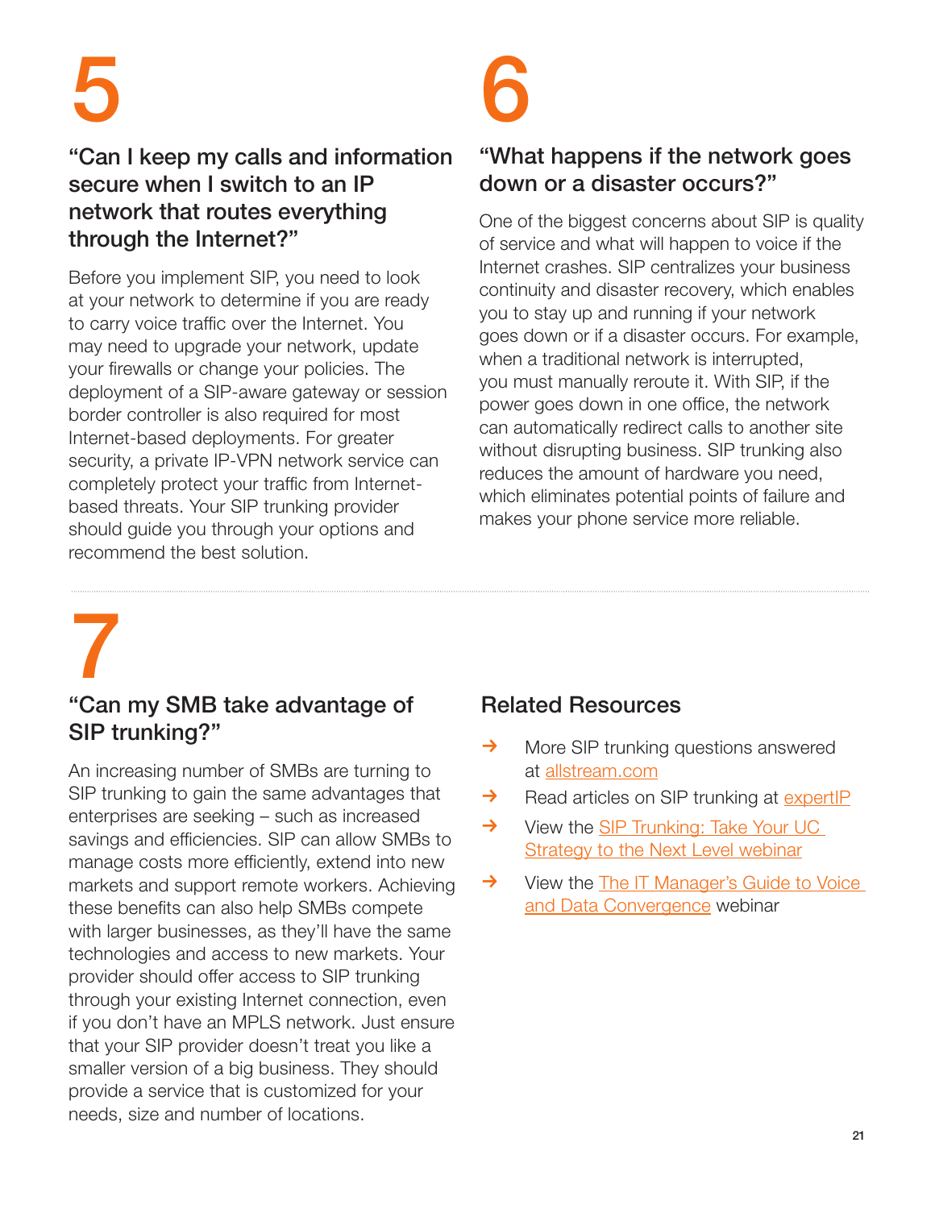# 5

## "Can I keep my calls and information secure when I switch to an IP network that routes everything through the Internet?"

Before you implement SIP, you need to look at your network to determine if you are ready to carry voice traffic over the Internet. You may need to upgrade your network, update your firewalls or change your policies. The deployment of a SIP-aware gateway or session border controller is also required for most Internet-based deployments. For greater security, a private IP-VPN network service can completely protect your traffic from Internet-based threats. Your SIP trunking provider should guide you through your options and recommend the best solution.

# 6

## "What happens if the network goes down or a disaster occurs?"

One of the biggest concerns about SIP is quality of service and what will happen to voice if the Internet crashes. SIP centralizes your business continuity and disaster recovery, which enables you to stay up and running if your network goes down or if a disaster occurs. For example, when a traditional network is interrupted, you must manually reroute it. With SIP, if the power goes down in one office, the network can automatically redirect calls to another site without disrupting business. SIP trunking also reduces the amount of hardware you need, which eliminates potential points of failure and makes your phone service more reliable.

# 7

## "Can my SMB take advantage of SIP trunking?"

An increasing number of SMBs are turning to SIP trunking to gain the same advantages that enterprises are seeking – such as increased savings and efficiencies. SIP can allow SMBs to manage costs more efficiently, extend into new markets and support remote workers. Achieving these benefits can also help SMBs compete with larger businesses, as they'll have the same technologies and access to new markets. Your provider should offer access to SIP trunking through your existing Internet connection, even if you don't have an MPLS network. Just ensure that your SIP provider doesn't treat you like a smaller version of a big business. They should provide a service that is customized for your needs, size and number of locations.

## Related Resources

- → More SIP trunking questions answered at allstream.com
- → Read articles on SIP trunking at expertIP
- → View the SIP Trunking: Take Your UC Strategy to the Next Level webinar
- → View the The IT Manager's Guide to Voice and Data Convergence webinar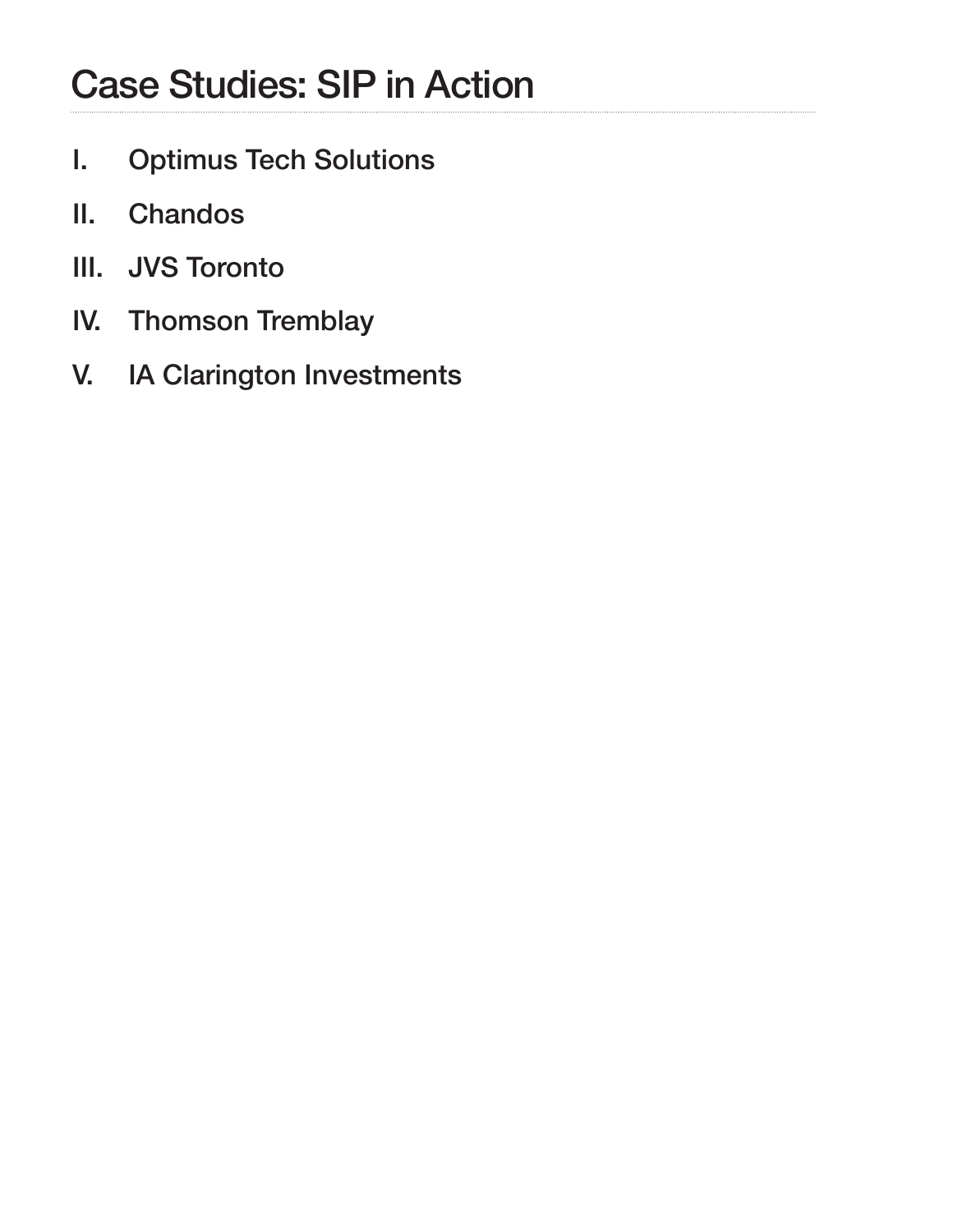## Case Studies: SIP in Action

I. Optimus Tech Solutions

II. Chandos

III. JVS Toronto

IV. Thomson Tremblay

V. IA Clarington Investments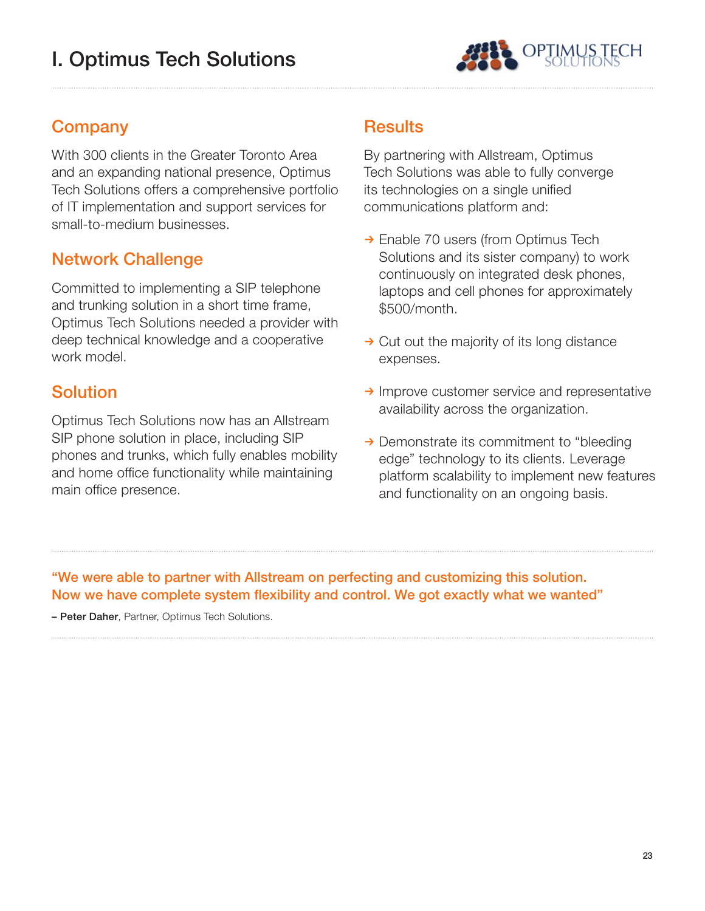# I. Optimus Tech Solutions

## Company

With 300 clients in the Greater Toronto Area and an expanding national presence, Optimus Tech Solutions offers a comprehensive portfolio of IT implementation and support services for small-to-medium businesses.

## Network Challenge

Committed to implementing a SIP telephone and trunking solution in a short time frame, Optimus Tech Solutions needed a provider with deep technical knowledge and a cooperative work model.

## Solution

Optimus Tech Solutions now has an Allstream SIP phone solution in place, including SIP phones and trunks, which fully enables mobility and home office functionality while maintaining main office presence.

## Results

By partnering with Allstream, Optimus Tech Solutions was able to fully converge its technologies on a single unified communications platform and:

- Enable 70 users (from Optimus Tech Solutions and its sister company) to work continuously on integrated desk phones, laptops and cell phones for approximately $500/month.
- Cut out the majority of its long distance expenses.
- Improve customer service and representative availability across the organization.
- Demonstrate its commitment to "bleeding edge" technology to its clients. Leverage platform scalability to implement new features and functionality on an ongoing basis.

---

**"We were able to partner with Allstream on perfecting and customizing this solution. Now we have complete system flexibility and control. We got exactly what we wanted"**

**– Peter Daher**, Partner, Optimus Tech Solutions.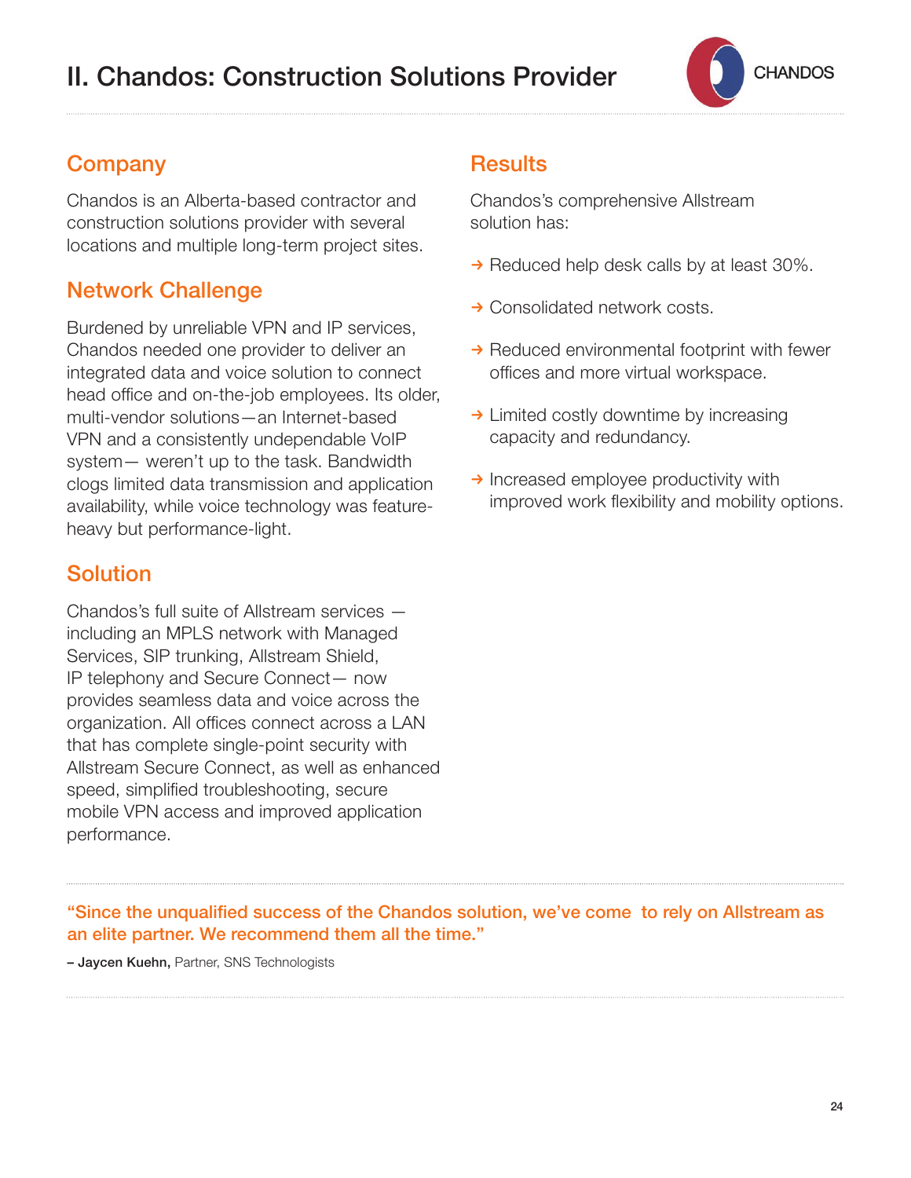# II. Chandos: Construction Solutions Provider

CHANDOS

## Company

Chandos is an Alberta-based contractor and construction solutions provider with several locations and multiple long-term project sites.

## Network Challenge

Burdened by unreliable VPN and IP services, Chandos needed one provider to deliver an integrated data and voice solution to connect head office and on-the-job employees. Its older, multi-vendor solutions—an Internet-based VPN and a consistently undependable VoIP system— weren't up to the task. Bandwidth clogs limited data transmission and application availability, while voice technology was feature-heavy but performance-light.

## Solution

Chandos's full suite of Allstream services — including an MPLS network with Managed Services, SIP trunking, Allstream Shield, IP telephony and Secure Connect— now provides seamless data and voice across the organization. All offices connect across a LAN that has complete single-point security with Allstream Secure Connect, as well as enhanced speed, simplified troubleshooting, secure mobile VPN access and improved application performance.

## Results

Chandos's comprehensive Allstream solution has:

- → Reduced help desk calls by at least 30%.
- → Consolidated network costs.
- → Reduced environmental footprint with fewer offices and more virtual workspace.
- → Limited costly downtime by increasing capacity and redundancy.
- → Increased employee productivity with improved work flexibility and mobility options.

---

**"Since the unqualified success of the Chandos solution, we've come to rely on Allstream as an elite partner. We recommend them all the time."**

**– Jaycen Kuehn,** Partner, SNS Technologists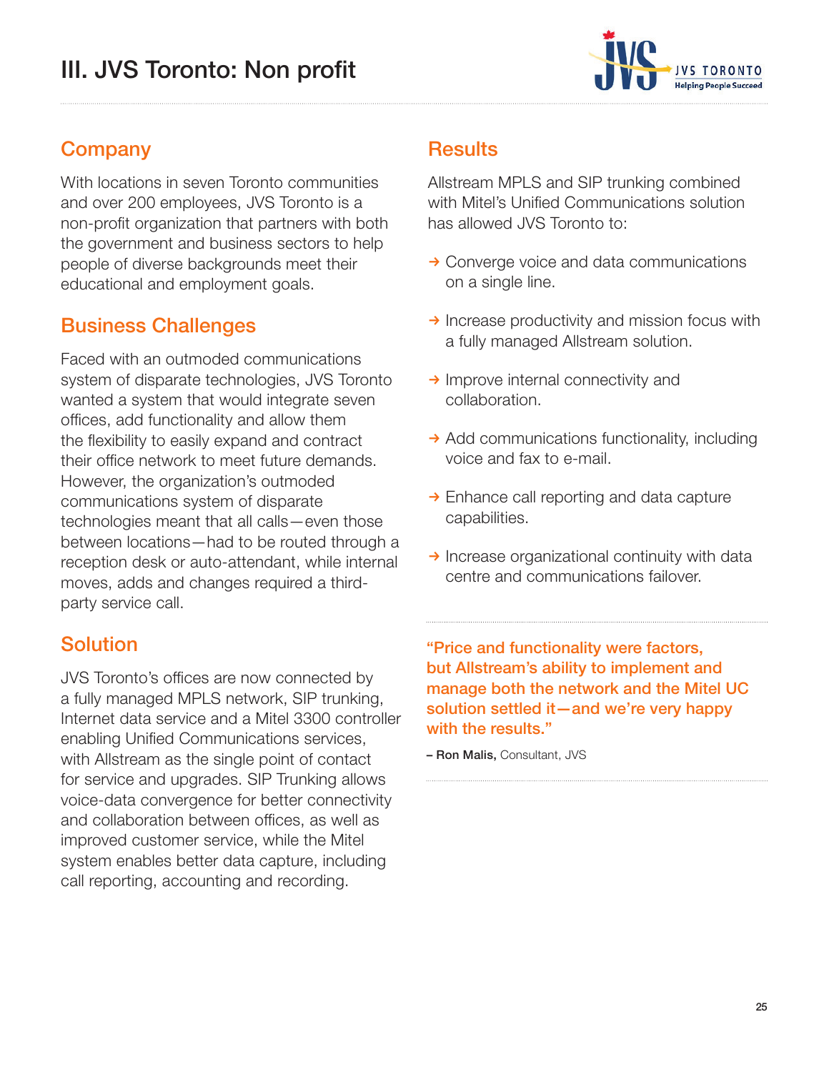# III. JVS Toronto: Non profit

## Company

With locations in seven Toronto communities and over 200 employees, JVS Toronto is a non-profit organization that partners with both the government and business sectors to help people of diverse backgrounds meet their educational and employment goals.

## Business Challenges

Faced with an outmoded communications system of disparate technologies, JVS Toronto wanted a system that would integrate seven offices, add functionality and allow them the flexibility to easily expand and contract their office network to meet future demands. However, the organization's outmoded communications system of disparate technologies meant that all calls—even those between locations—had to be routed through a reception desk or auto-attendant, while internal moves, adds and changes required a third-party service call.

## Solution

JVS Toronto's offices are now connected by a fully managed MPLS network, SIP trunking, Internet data service and a Mitel 3300 controller enabling Unified Communications services, with Allstream as the single point of contact for service and upgrades. SIP Trunking allows voice-data convergence for better connectivity and collaboration between offices, as well as improved customer service, while the Mitel system enables better data capture, including call reporting, accounting and recording.

## Results

Allstream MPLS and SIP trunking combined with Mitel's Unified Communications solution has allowed JVS Toronto to:

- Converge voice and data communications on a single line.
- Increase productivity and mission focus with a fully managed Allstream solution.
- Improve internal connectivity and collaboration.
- Add communications functionality, including voice and fax to e-mail.
- Enhance call reporting and data capture capabilities.
- Increase organizational continuity with data centre and communications failover.

**"Price and functionality were factors, but Allstream's ability to implement and manage both the network and the Mitel UC solution settled it—and we're very happy with the results."**

– **Ron Malis,** Consultant, JVS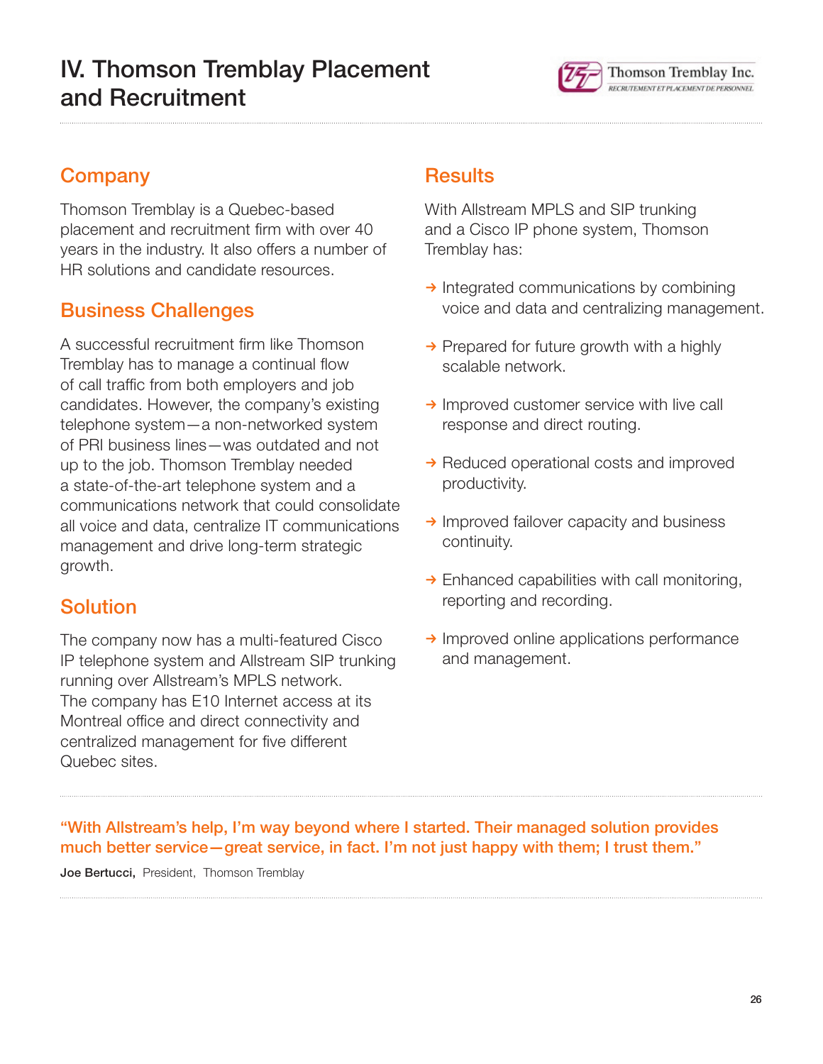# IV. Thomson Tremblay Placement and Recruitment

## Company

Thomson Tremblay is a Quebec-based placement and recruitment firm with over 40 years in the industry. It also offers a number of HR solutions and candidate resources.

## Business Challenges

A successful recruitment firm like Thomson Tremblay has to manage a continual flow of call traffic from both employers and job candidates. However, the company's existing telephone system—a non-networked system of PRI business lines—was outdated and not up to the job. Thomson Tremblay needed a state-of-the-art telephone system and a communications network that could consolidate all voice and data, centralize IT communications management and drive long-term strategic growth.

## Solution

The company now has a multi-featured Cisco IP telephone system and Allstream SIP trunking running over Allstream's MPLS network. The company has E10 Internet access at its Montreal office and direct connectivity and centralized management for five different Quebec sites.

## Results

With Allstream MPLS and SIP trunking and a Cisco IP phone system, Thomson Tremblay has:

- Integrated communications by combining voice and data and centralizing management.
- Prepared for future growth with a highly scalable network.
- Improved customer service with live call response and direct routing.
- Reduced operational costs and improved productivity.
- Improved failover capacity and business continuity.
- Enhanced capabilities with call monitoring, reporting and recording.
- Improved online applications performance and management.

---

**"With Allstream's help, I'm way beyond where I started. Their managed solution provides much better service—great service, in fact. I'm not just happy with them; I trust them."**

**Joe Bertucci,** President, Thomson Tremblay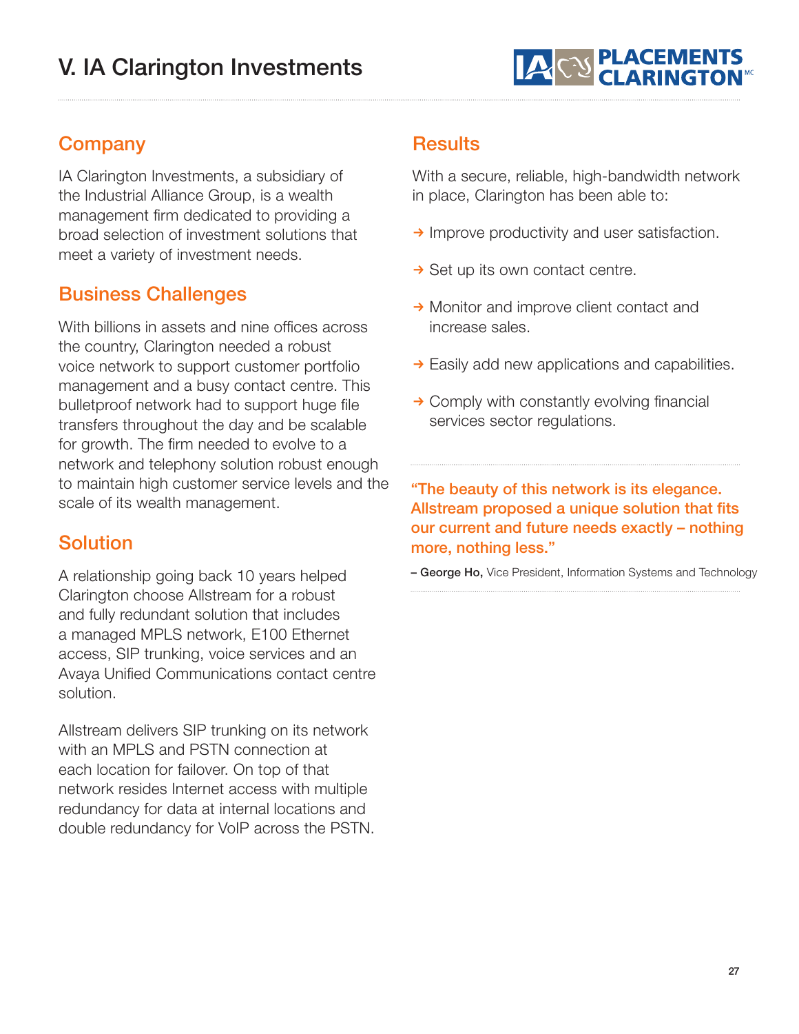# V. IA Clarington Investments

## Company

IA Clarington Investments, a subsidiary of the Industrial Alliance Group, is a wealth management firm dedicated to providing a broad selection of investment solutions that meet a variety of investment needs.

## Business Challenges

With billions in assets and nine offices across the country, Clarington needed a robust voice network to support customer portfolio management and a busy contact centre. This bulletproof network had to support huge file transfers throughout the day and be scalable for growth. The firm needed to evolve to a network and telephony solution robust enough to maintain high customer service levels and the scale of its wealth management.

## Solution

A relationship going back 10 years helped Clarington choose Allstream for a robust and fully redundant solution that includes a managed MPLS network, E100 Ethernet access, SIP trunking, voice services and an Avaya Unified Communications contact centre solution.

Allstream delivers SIP trunking on its network with an MPLS and PSTN connection at each location for failover. On top of that network resides Internet access with multiple redundancy for data at internal locations and double redundancy for VoIP across the PSTN.

## Results

With a secure, reliable, high-bandwidth network in place, Clarington has been able to:

- Improve productivity and user satisfaction.
- Set up its own contact centre.
- Monitor and improve client contact and increase sales.
- Easily add new applications and capabilities.
- Comply with constantly evolving financial services sector regulations.

**"The beauty of this network is its elegance. Allstream proposed a unique solution that fits our current and future needs exactly – nothing more, nothing less."**

– **George Ho,** Vice President, Information Systems and Technology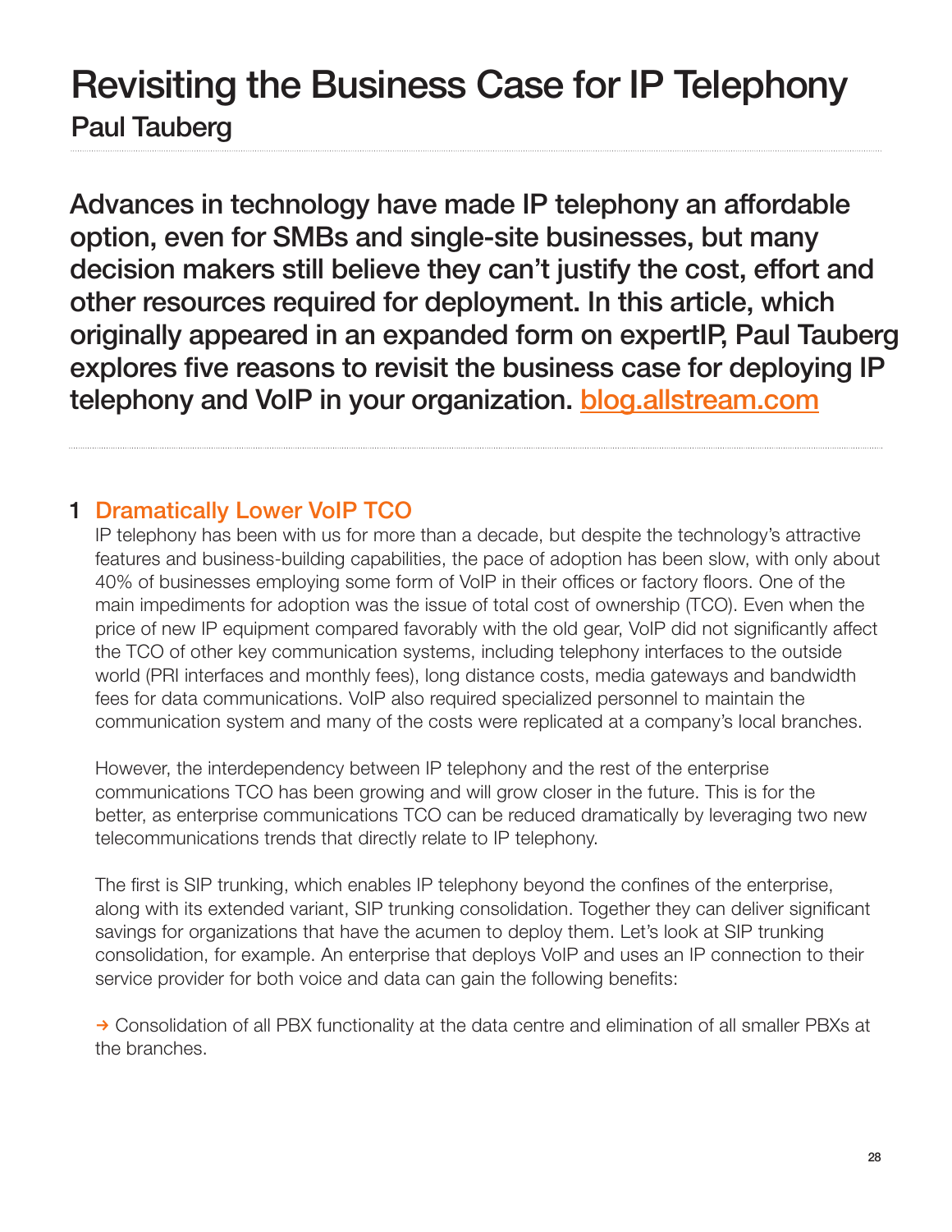# Revisiting the Business Case for IP Telephony

## Paul Tauberg

**Advances in technology have made IP telephony an affordable option, even for SMBs and single-site businesses, but many decision makers still believe they can't justify the cost, effort and other resources required for deployment. In this article, which originally appeared in an expanded form on expertIP, Paul Tauberg explores five reasons to revisit the business case for deploying IP telephony and VoIP in your organization. [blog.allstream.com](blog.allstream.com)**

### 1 Dramatically Lower VoIP TCO

IP telephony has been with us for more than a decade, but despite the technology's attractive features and business-building capabilities, the pace of adoption has been slow, with only about 40% of businesses employing some form of VoIP in their offices or factory floors. One of the main impediments for adoption was the issue of total cost of ownership (TCO). Even when the price of new IP equipment compared favorably with the old gear, VoIP did not significantly affect the TCO of other key communication systems, including telephony interfaces to the outside world (PRI interfaces and monthly fees), long distance costs, media gateways and bandwidth fees for data communications. VoIP also required specialized personnel to maintain the communication system and many of the costs were replicated at a company's local branches.

However, the interdependency between IP telephony and the rest of the enterprise communications TCO has been growing and will grow closer in the future. This is for the better, as enterprise communications TCO can be reduced dramatically by leveraging two new telecommunications trends that directly relate to IP telephony.

The first is SIP trunking, which enables IP telephony beyond the confines of the enterprise, along with its extended variant, SIP trunking consolidation. Together they can deliver significant savings for organizations that have the acumen to deploy them. Let's look at SIP trunking consolidation, for example. An enterprise that deploys VoIP and uses an IP connection to their service provider for both voice and data can gain the following benefits:

→ Consolidation of all PBX functionality at the data centre and elimination of all smaller PBXs at the branches.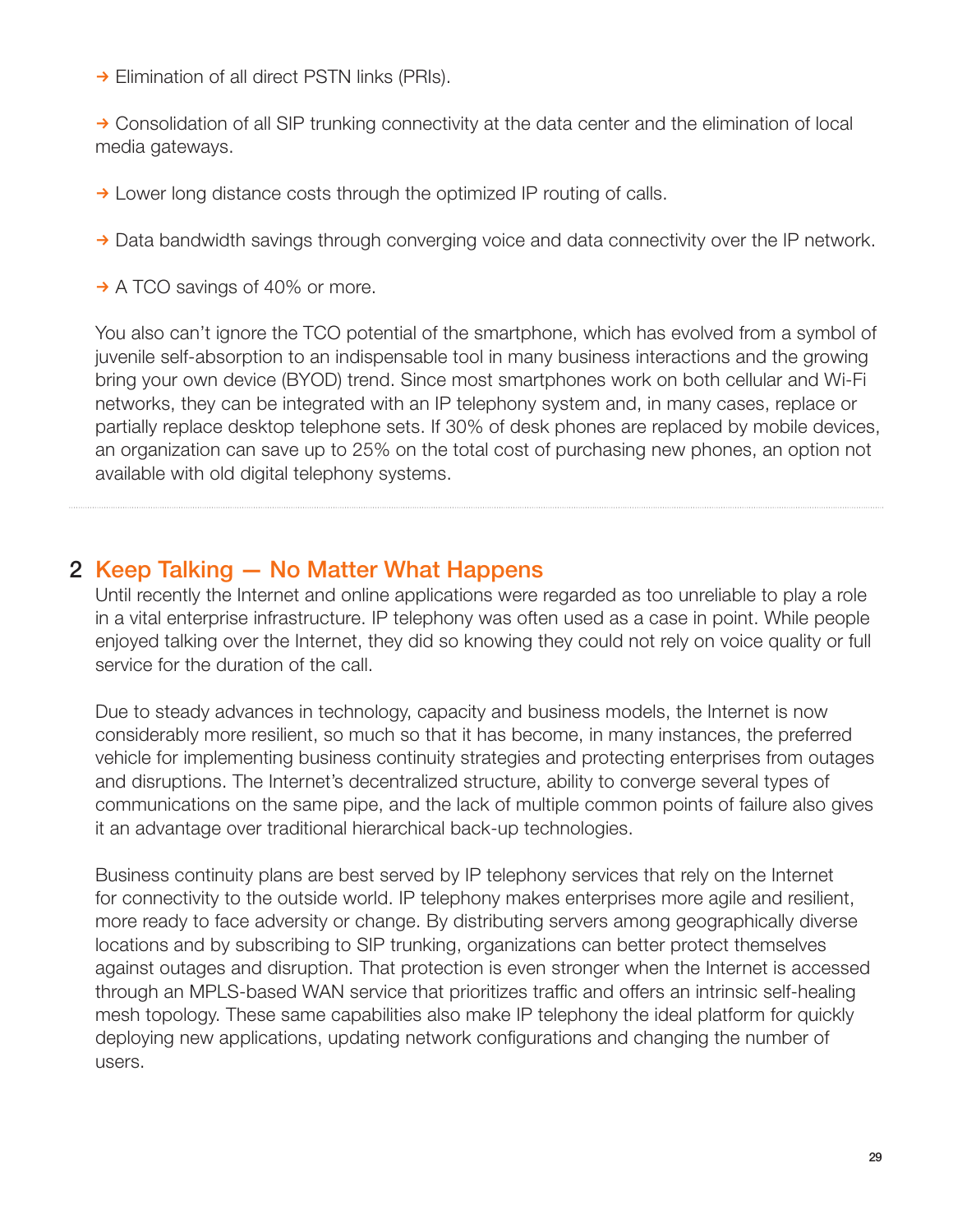- → Elimination of all direct PSTN links (PRIs).

- → Consolidation of all SIP trunking connectivity at the data center and the elimination of local media gateways.

- → Lower long distance costs through the optimized IP routing of calls.

- → Data bandwidth savings through converging voice and data connectivity over the IP network.

- → A TCO savings of 40% or more.

You also can't ignore the TCO potential of the smartphone, which has evolved from a symbol of juvenile self-absorption to an indispensable tool in many business interactions and the growing bring your own device (BYOD) trend. Since most smartphones work on both cellular and Wi-Fi networks, they can be integrated with an IP telephony system and, in many cases, replace or partially replace desktop telephone sets. If 30% of desk phones are replaced by mobile devices, an organization can save up to 25% on the total cost of purchasing new phones, an option not available with old digital telephony systems.

---

## 2 Keep Talking — No Matter What Happens

Until recently the Internet and online applications were regarded as too unreliable to play a role in a vital enterprise infrastructure. IP telephony was often used as a case in point. While people enjoyed talking over the Internet, they did so knowing they could not rely on voice quality or full service for the duration of the call.

Due to steady advances in technology, capacity and business models, the Internet is now considerably more resilient, so much so that it has become, in many instances, the preferred vehicle for implementing business continuity strategies and protecting enterprises from outages and disruptions. The Internet's decentralized structure, ability to converge several types of communications on the same pipe, and the lack of multiple common points of failure also gives it an advantage over traditional hierarchical back-up technologies.

Business continuity plans are best served by IP telephony services that rely on the Internet for connectivity to the outside world. IP telephony makes enterprises more agile and resilient, more ready to face adversity or change. By distributing servers among geographically diverse locations and by subscribing to SIP trunking, organizations can better protect themselves against outages and disruption. That protection is even stronger when the Internet is accessed through an MPLS-based WAN service that prioritizes traffic and offers an intrinsic self-healing mesh topology. These same capabilities also make IP telephony the ideal platform for quickly deploying new applications, updating network configurations and changing the number of users.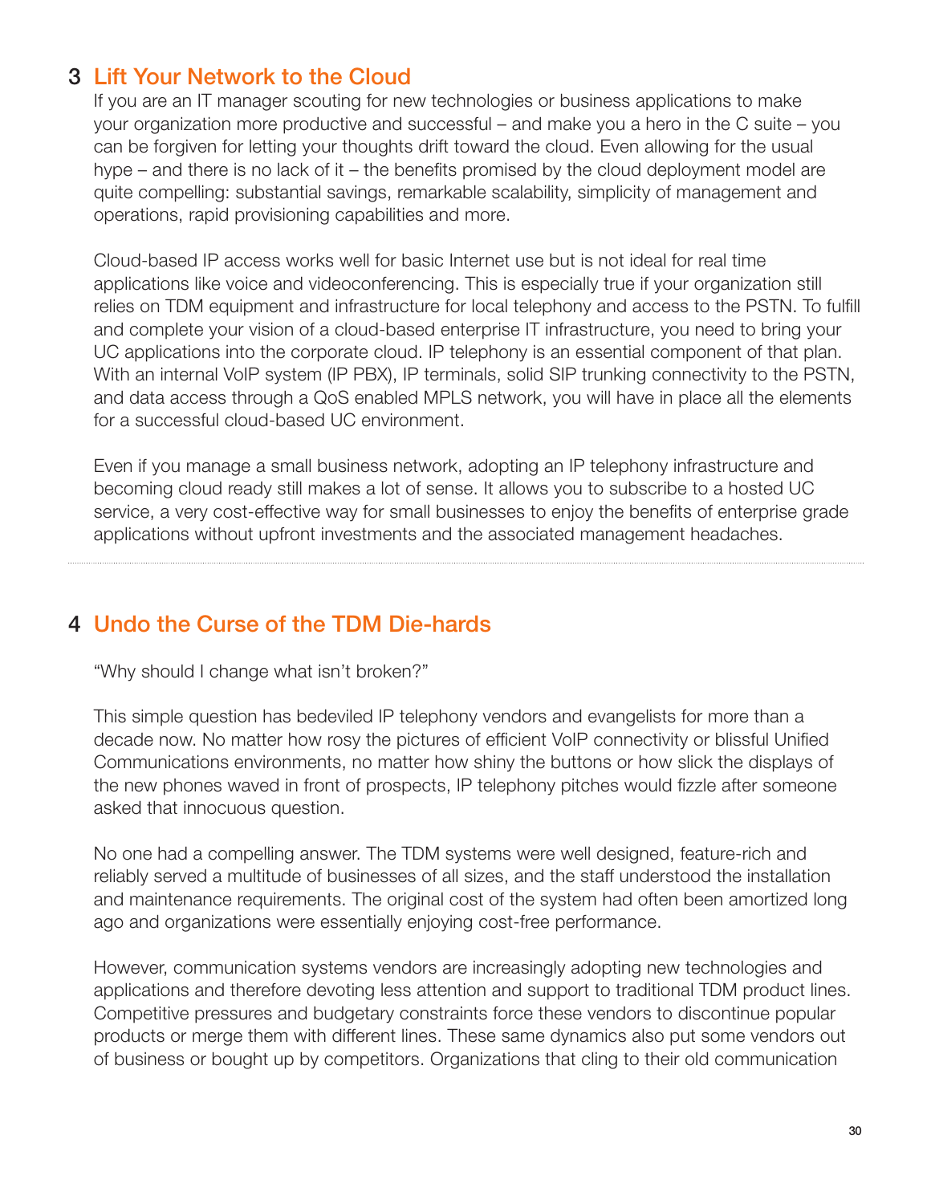## 3 Lift Your Network to the Cloud

If you are an IT manager scouting for new technologies or business applications to make your organization more productive and successful – and make you a hero in the C suite – you can be forgiven for letting your thoughts drift toward the cloud. Even allowing for the usual hype – and there is no lack of it – the benefits promised by the cloud deployment model are quite compelling: substantial savings, remarkable scalability, simplicity of management and operations, rapid provisioning capabilities and more.

Cloud-based IP access works well for basic Internet use but is not ideal for real time applications like voice and videoconferencing. This is especially true if your organization still relies on TDM equipment and infrastructure for local telephony and access to the PSTN. To fulfill and complete your vision of a cloud-based enterprise IT infrastructure, you need to bring your UC applications into the corporate cloud. IP telephony is an essential component of that plan. With an internal VoIP system (IP PBX), IP terminals, solid SIP trunking connectivity to the PSTN, and data access through a QoS enabled MPLS network, you will have in place all the elements for a successful cloud-based UC environment.

Even if you manage a small business network, adopting an IP telephony infrastructure and becoming cloud ready still makes a lot of sense. It allows you to subscribe to a hosted UC service, a very cost-effective way for small businesses to enjoy the benefits of enterprise grade applications without upfront investments and the associated management headaches.

---

## 4 Undo the Curse of the TDM Die-hards

"Why should I change what isn't broken?"

This simple question has bedeviled IP telephony vendors and evangelists for more than a decade now. No matter how rosy the pictures of efficient VoIP connectivity or blissful Unified Communications environments, no matter how shiny the buttons or how slick the displays of the new phones waved in front of prospects, IP telephony pitches would fizzle after someone asked that innocuous question.

No one had a compelling answer. The TDM systems were well designed, feature-rich and reliably served a multitude of businesses of all sizes, and the staff understood the installation and maintenance requirements. The original cost of the system had often been amortized long ago and organizations were essentially enjoying cost-free performance.

However, communication systems vendors are increasingly adopting new technologies and applications and therefore devoting less attention and support to traditional TDM product lines. Competitive pressures and budgetary constraints force these vendors to discontinue popular products or merge them with different lines. These same dynamics also put some vendors out of business or bought up by competitors. Organizations that cling to their old communication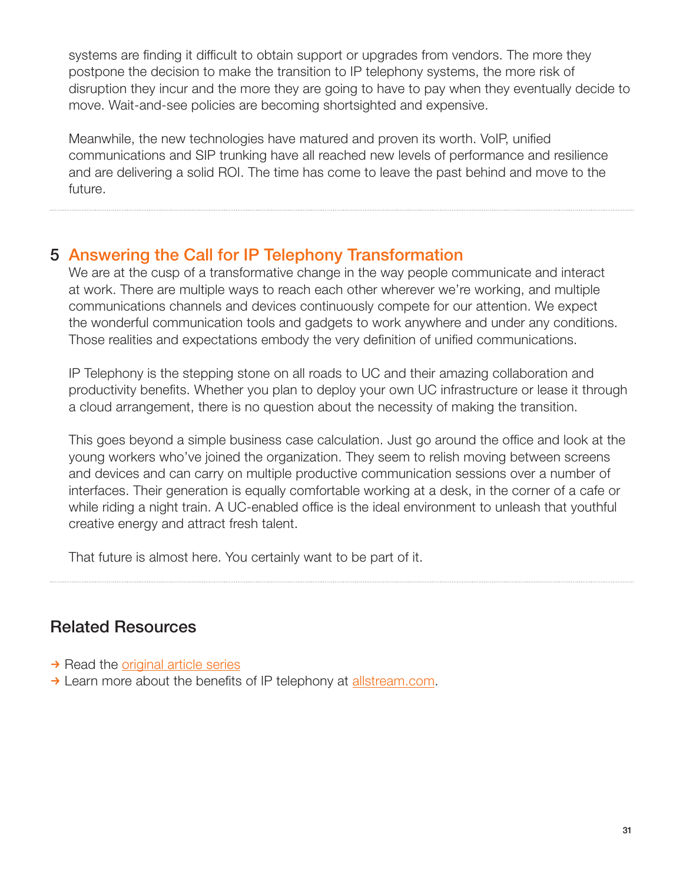systems are finding it difficult to obtain support or upgrades from vendors. The more they postpone the decision to make the transition to IP telephony systems, the more risk of disruption they incur and the more they are going to have to pay when they eventually decide to move. Wait-and-see policies are becoming shortsighted and expensive.

Meanwhile, the new technologies have matured and proven its worth. VoIP, unified communications and SIP trunking have all reached new levels of performance and resilience and are delivering a solid ROI. The time has come to leave the past behind and move to the future.

---

## 5 Answering the Call for IP Telephony Transformation

We are at the cusp of a transformative change in the way people communicate and interact at work. There are multiple ways to reach each other wherever we're working, and multiple communications channels and devices continuously compete for our attention. We expect the wonderful communication tools and gadgets to work anywhere and under any conditions. Those realities and expectations embody the very definition of unified communications.

IP Telephony is the stepping stone on all roads to UC and their amazing collaboration and productivity benefits. Whether you plan to deploy your own UC infrastructure or lease it through a cloud arrangement, there is no question about the necessity of making the transition.

This goes beyond a simple business case calculation. Just go around the office and look at the young workers who've joined the organization. They seem to relish moving between screens and devices and can carry on multiple productive communication sessions over a number of interfaces. Their generation is equally comfortable working at a desk, in the corner of a cafe or while riding a night train. A UC-enabled office is the ideal environment to unleash that youthful creative energy and attract fresh talent.

That future is almost here. You certainly want to be part of it.

---

## Related Resources

→ Read the original article series

→ Learn more about the benefits of IP telephony at allstream.com.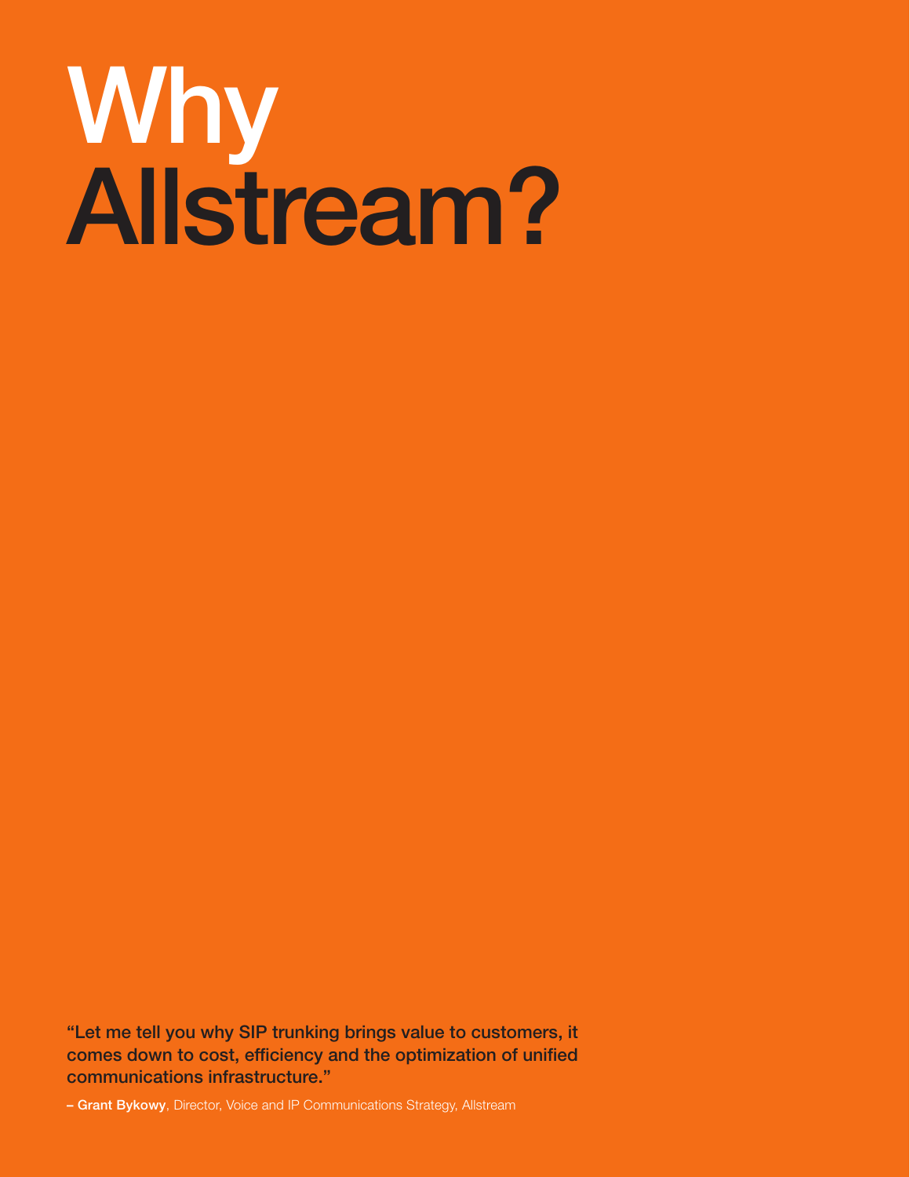# Why Allstream?

**"Let me tell you why SIP trunking brings value to customers, it comes down to cost, efficiency and the optimization of unified communications infrastructure."**

**– Grant Bykowy**, Director, Voice and IP Communications Strategy, Allstream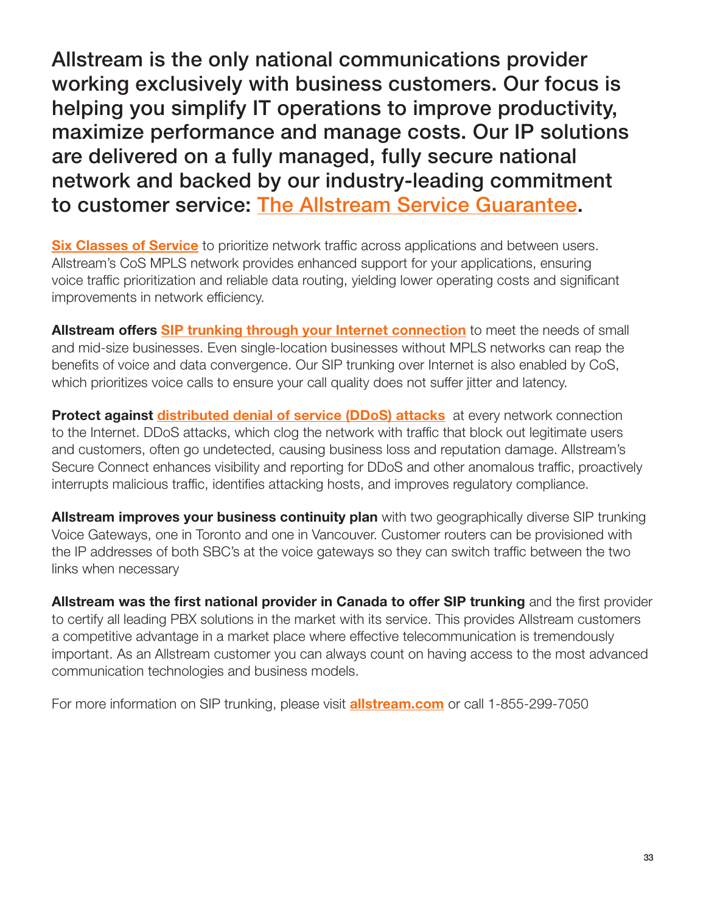## Allstream is the only national communications provider working exclusively with business customers. Our focus is helping you simplify IT operations to improve productivity, maximize performance and manage costs. Our IP solutions are delivered on a fully managed, fully secure national network and backed by our industry-leading commitment to customer service: The Allstream Service Guarantee.

**Six Classes of Service** to prioritize network traffic across applications and between users. Allstream's CoS MPLS network provides enhanced support for your applications, ensuring voice traffic prioritization and reliable data routing, yielding lower operating costs and significant improvements in network efficiency.

**Allstream offers SIP trunking through your Internet connection** to meet the needs of small and mid-size businesses. Even single-location businesses without MPLS networks can reap the benefits of voice and data convergence. Our SIP trunking over Internet is also enabled by CoS, which prioritizes voice calls to ensure your call quality does not suffer jitter and latency.

**Protect against distributed denial of service (DDoS) attacks** at every network connection to the Internet. DDoS attacks, which clog the network with traffic that block out legitimate users and customers, often go undetected, causing business loss and reputation damage. Allstream's Secure Connect enhances visibility and reporting for DDoS and other anomalous traffic, proactively interrupts malicious traffic, identifies attacking hosts, and improves regulatory compliance.

**Allstream improves your business continuity plan** with two geographically diverse SIP trunking Voice Gateways, one in Toronto and one in Vancouver. Customer routers can be provisioned with the IP addresses of both SBC's at the voice gateways so they can switch traffic between the two links when necessary

**Allstream was the first national provider in Canada to offer SIP trunking** and the first provider to certify all leading PBX solutions in the market with its service. This provides Allstream customers a competitive advantage in a market place where effective telecommunication is tremendously important. As an Allstream customer you can always count on having access to the most advanced communication technologies and business models.

For more information on SIP trunking, please visit **allstream.com** or call 1-855-299-7050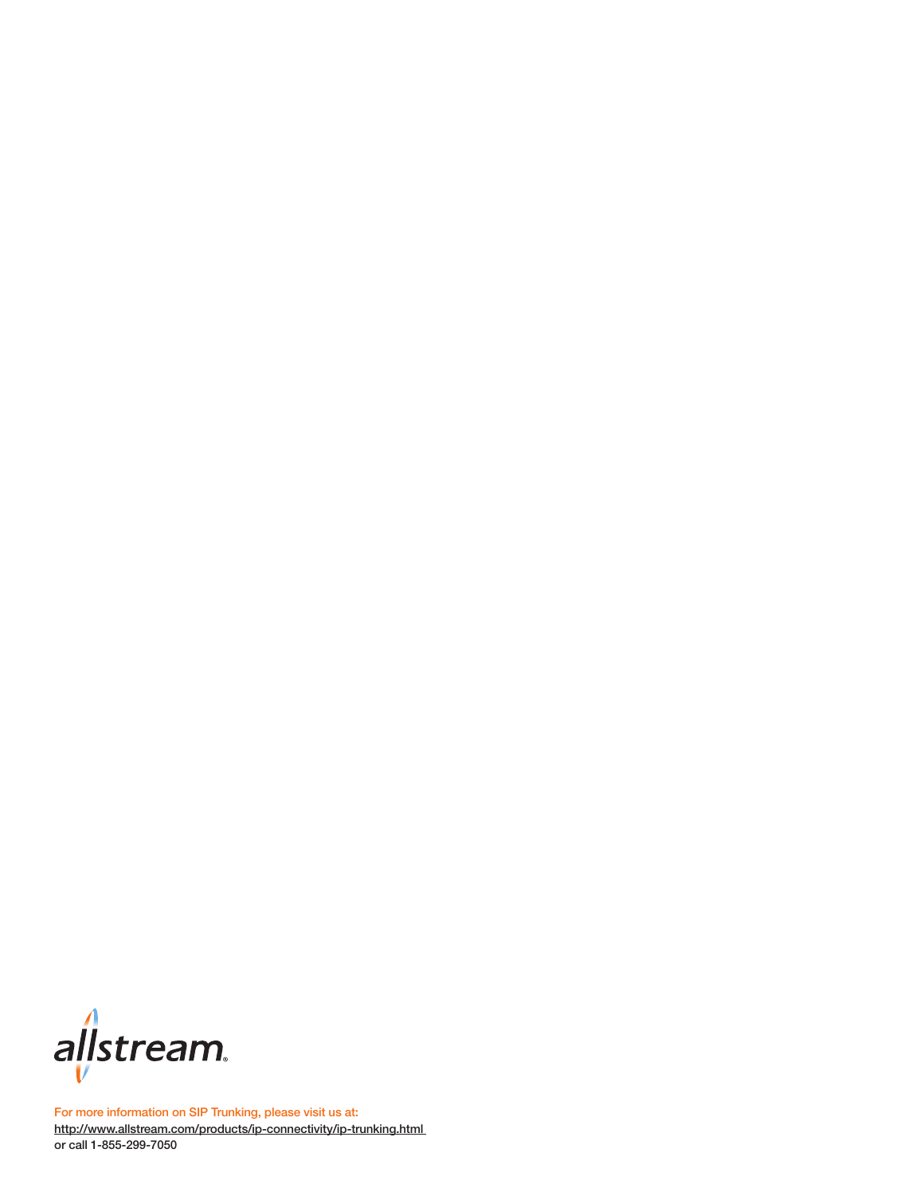allstream.

For more information on SIP Trunking, please visit us at:
http://www.allstream.com/products/ip-connectivity/ip-trunking.html
or call 1-855-299-7050